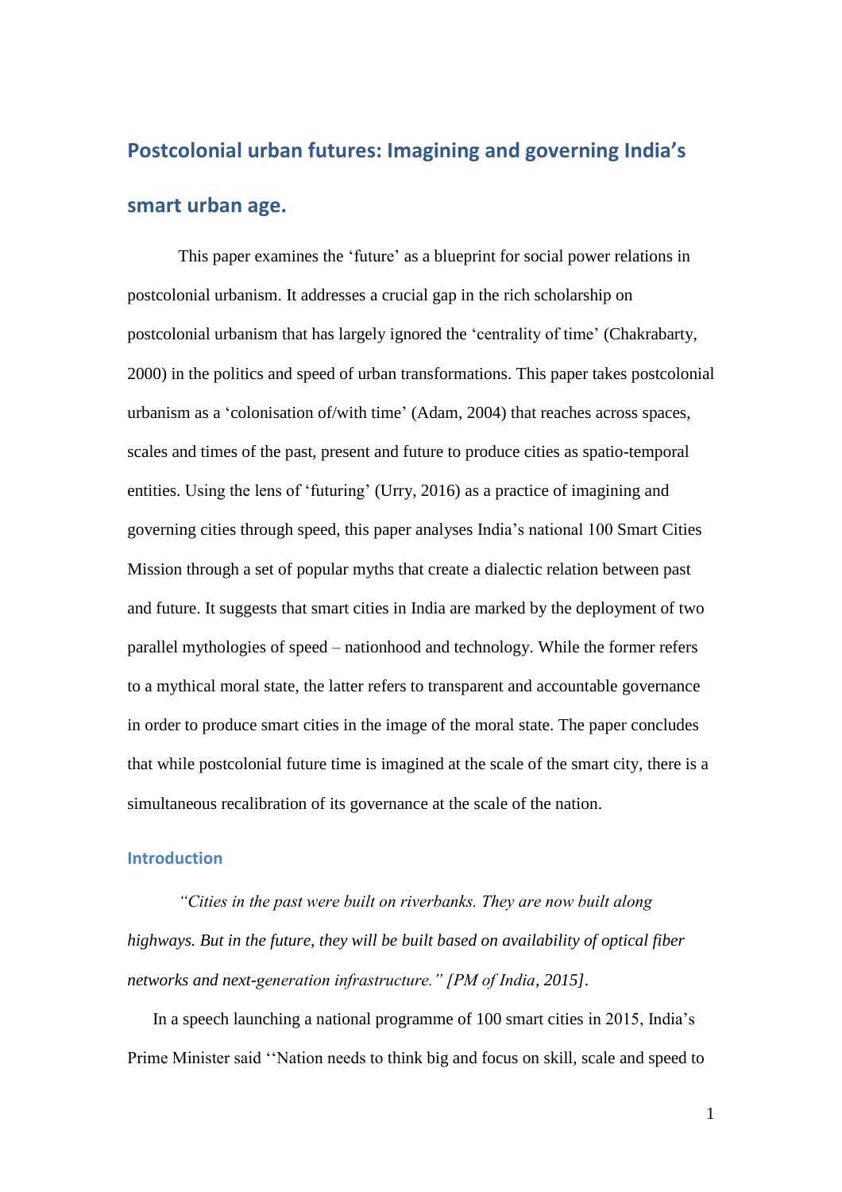# Postcolonial urban futures: Imagining and governing India's smart urban age.

This paper examines the 'future' as a blueprint for social power relations in postcolonial urbanism. It addresses a crucial gap in the rich scholarship on postcolonial urbanism that has largely ignored the 'centrality of time' (Chakrabarty, 2000) in the politics and speed of urban transformations. This paper takes postcolonial urbanism as a 'colonisation of/with time' (Adam, 2004) that reaches across spaces, scales and times of the past, present and future to produce cities as spatio-temporal entities. Using the lens of 'futuring' (Urry, 2016) as a practice of imagining and governing cities through speed, this paper analyses India's national 100 Smart Cities Mission through a set of popular myths that create a dialectic relation between past and future. It suggests that smart cities in India are marked by the deployment of two parallel mythologies of speed – nationhood and technology. While the former refers to a mythical moral state, the latter refers to transparent and accountable governance in order to produce smart cities in the image of the moral state. The paper concludes that while postcolonial future time is imagined at the scale of the smart city, there is a simultaneous recalibration of its governance at the scale of the nation.

## Introduction

*"Cities in the past were built on riverbanks. They are now built along highways. But in the future, they will be built based on availability of optical fiber networks and next-generation infrastructure." [PM of India, 2015].*

In a speech launching a national programme of 100 smart cities in 2015, India's Prime Minister said ''Nation needs to think big and focus on skill, scale and speed to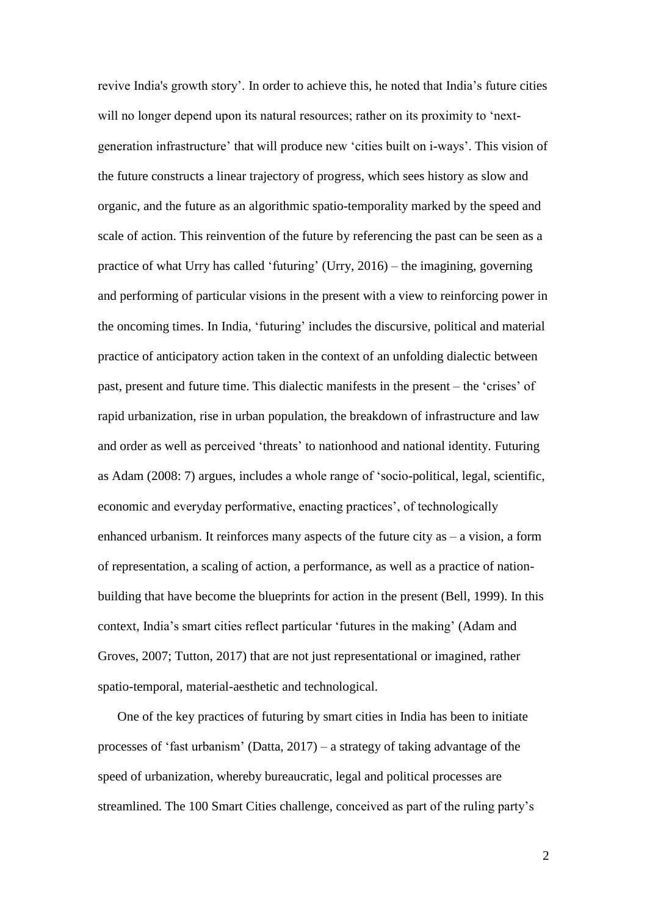revive India's growth story'. In order to achieve this, he noted that India's future cities will no longer depend upon its natural resources; rather on its proximity to 'next-generation infrastructure' that will produce new 'cities built on i-ways'. This vision of the future constructs a linear trajectory of progress, which sees history as slow and organic, and the future as an algorithmic spatio-temporality marked by the speed and scale of action. This reinvention of the future by referencing the past can be seen as a practice of what Urry has called 'futuring' (Urry, 2016) – the imagining, governing and performing of particular visions in the present with a view to reinforcing power in the oncoming times. In India, 'futuring' includes the discursive, political and material practice of anticipatory action taken in the context of an unfolding dialectic between past, present and future time. This dialectic manifests in the present – the 'crises' of rapid urbanization, rise in urban population, the breakdown of infrastructure and law and order as well as perceived 'threats' to nationhood and national identity. Futuring as Adam (2008: 7) argues, includes a whole range of 'socio-political, legal, scientific, economic and everyday performative, enacting practices', of technologically enhanced urbanism. It reinforces many aspects of the future city as – a vision, a form of representation, a scaling of action, a performance, as well as a practice of nation-building that have become the blueprints for action in the present (Bell, 1999). In this context, India's smart cities reflect particular 'futures in the making' (Adam and Groves, 2007; Tutton, 2017) that are not just representational or imagined, rather spatio-temporal, material-aesthetic and technological.

One of the key practices of futuring by smart cities in India has been to initiate processes of 'fast urbanism' (Datta, 2017) – a strategy of taking advantage of the speed of urbanization, whereby bureaucratic, legal and political processes are streamlined. The 100 Smart Cities challenge, conceived as part of the ruling party's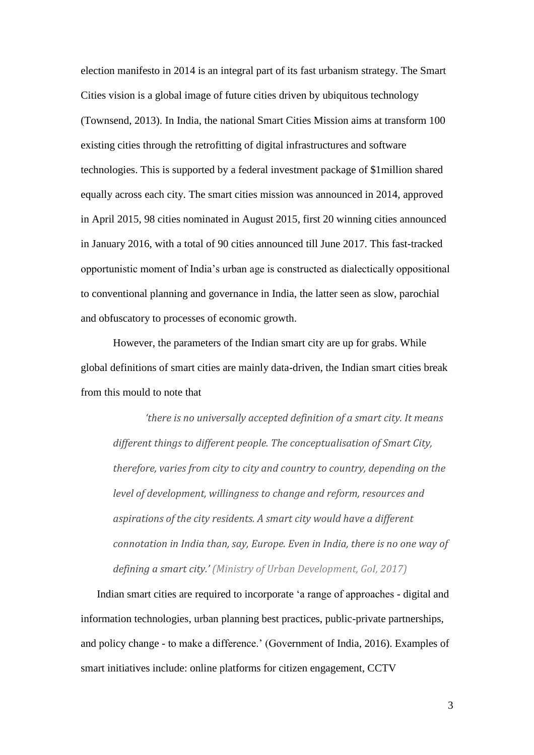election manifesto in 2014 is an integral part of its fast urbanism strategy. The Smart Cities vision is a global image of future cities driven by ubiquitous technology (Townsend, 2013). In India, the national Smart Cities Mission aims at transform 100 existing cities through the retrofitting of digital infrastructures and software technologies. This is supported by a federal investment package of $1million shared equally across each city. The smart cities mission was announced in 2014, approved in April 2015, 98 cities nominated in August 2015, first 20 winning cities announced in January 2016, with a total of 90 cities announced till June 2017. This fast-tracked opportunistic moment of India's urban age is constructed as dialectically oppositional to conventional planning and governance in India, the latter seen as slow, parochial and obfuscatory to processes of economic growth.

However, the parameters of the Indian smart city are up for grabs. While global definitions of smart cities are mainly data-driven, the Indian smart cities break from this mould to note that

> *'there is no universally accepted definition of a smart city. It means different things to different people. The conceptualisation of Smart City, therefore, varies from city to city and country to country, depending on the level of development, willingness to change and reform, resources and aspirations of the city residents. A smart city would have a different connotation in India than, say, Europe. Even in India, there is no one way of defining a smart city.' (Ministry of Urban Development, GoI, 2017)*

Indian smart cities are required to incorporate 'a range of approaches - digital and information technologies, urban planning best practices, public-private partnerships, and policy change - to make a difference.' (Government of India, 2016). Examples of smart initiatives include: online platforms for citizen engagement, CCTV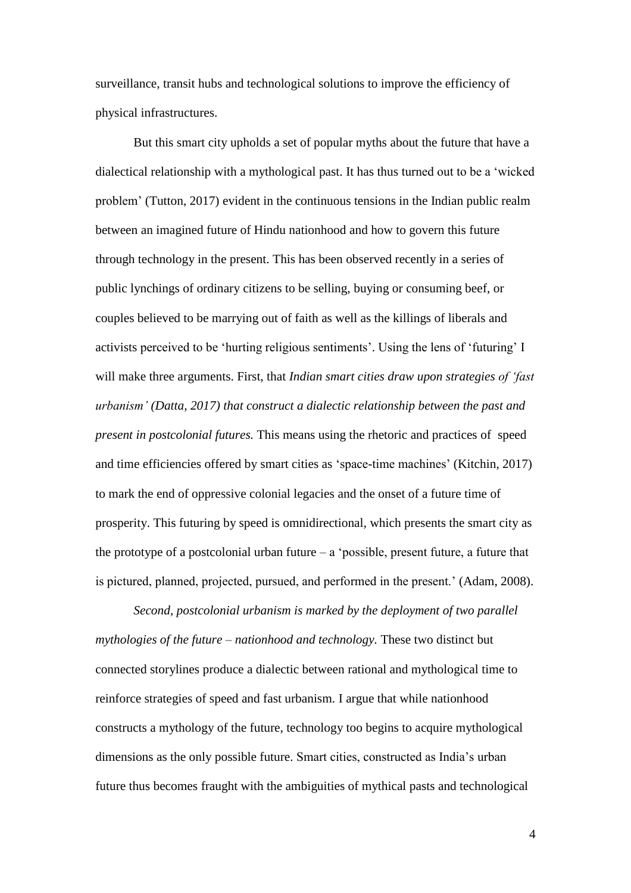surveillance, transit hubs and technological solutions to improve the efficiency of physical infrastructures.

But this smart city upholds a set of popular myths about the future that have a dialectical relationship with a mythological past. It has thus turned out to be a 'wicked problem' (Tutton, 2017) evident in the continuous tensions in the Indian public realm between an imagined future of Hindu nationhood and how to govern this future through technology in the present. This has been observed recently in a series of public lynchings of ordinary citizens to be selling, buying or consuming beef, or couples believed to be marrying out of faith as well as the killings of liberals and activists perceived to be 'hurting religious sentiments'. Using the lens of 'futuring' I will make three arguments. First, that *Indian smart cities draw upon strategies of 'fast urbanism' (Datta, 2017) that construct a dialectic relationship between the past and present in postcolonial futures.* This means using the rhetoric and practices of speed and time efficiencies offered by smart cities as 'space-time machines' (Kitchin, 2017) to mark the end of oppressive colonial legacies and the onset of a future time of prosperity. This futuring by speed is omnidirectional, which presents the smart city as the prototype of a postcolonial urban future – a 'possible, present future, a future that is pictured, planned, projected, pursued, and performed in the present.' (Adam, 2008).

*Second, postcolonial urbanism is marked by the deployment of two parallel mythologies of the future – nationhood and technology.* These two distinct but connected storylines produce a dialectic between rational and mythological time to reinforce strategies of speed and fast urbanism. I argue that while nationhood constructs a mythology of the future, technology too begins to acquire mythological dimensions as the only possible future. Smart cities, constructed as India's urban future thus becomes fraught with the ambiguities of mythical pasts and technological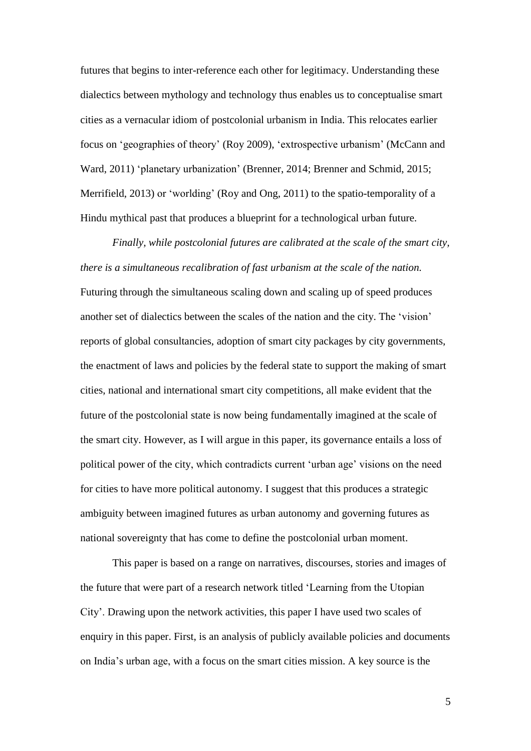futures that begins to inter-reference each other for legitimacy. Understanding these dialectics between mythology and technology thus enables us to conceptualise smart cities as a vernacular idiom of postcolonial urbanism in India. This relocates earlier focus on 'geographies of theory' (Roy 2009), 'extrospective urbanism' (McCann and Ward, 2011) 'planetary urbanization' (Brenner, 2014; Brenner and Schmid, 2015; Merrifield, 2013) or 'worlding' (Roy and Ong, 2011) to the spatio-temporality of a Hindu mythical past that produces a blueprint for a technological urban future.

*Finally, while postcolonial futures are calibrated at the scale of the smart city, there is a simultaneous recalibration of fast urbanism at the scale of the nation.* Futuring through the simultaneous scaling down and scaling up of speed produces another set of dialectics between the scales of the nation and the city. The 'vision' reports of global consultancies, adoption of smart city packages by city governments, the enactment of laws and policies by the federal state to support the making of smart cities, national and international smart city competitions, all make evident that the future of the postcolonial state is now being fundamentally imagined at the scale of the smart city. However, as I will argue in this paper, its governance entails a loss of political power of the city, which contradicts current 'urban age' visions on the need for cities to have more political autonomy. I suggest that this produces a strategic ambiguity between imagined futures as urban autonomy and governing futures as national sovereignty that has come to define the postcolonial urban moment.

This paper is based on a range on narratives, discourses, stories and images of the future that were part of a research network titled 'Learning from the Utopian City'. Drawing upon the network activities, this paper I have used two scales of enquiry in this paper. First, is an analysis of publicly available policies and documents on India's urban age, with a focus on the smart cities mission. A key source is the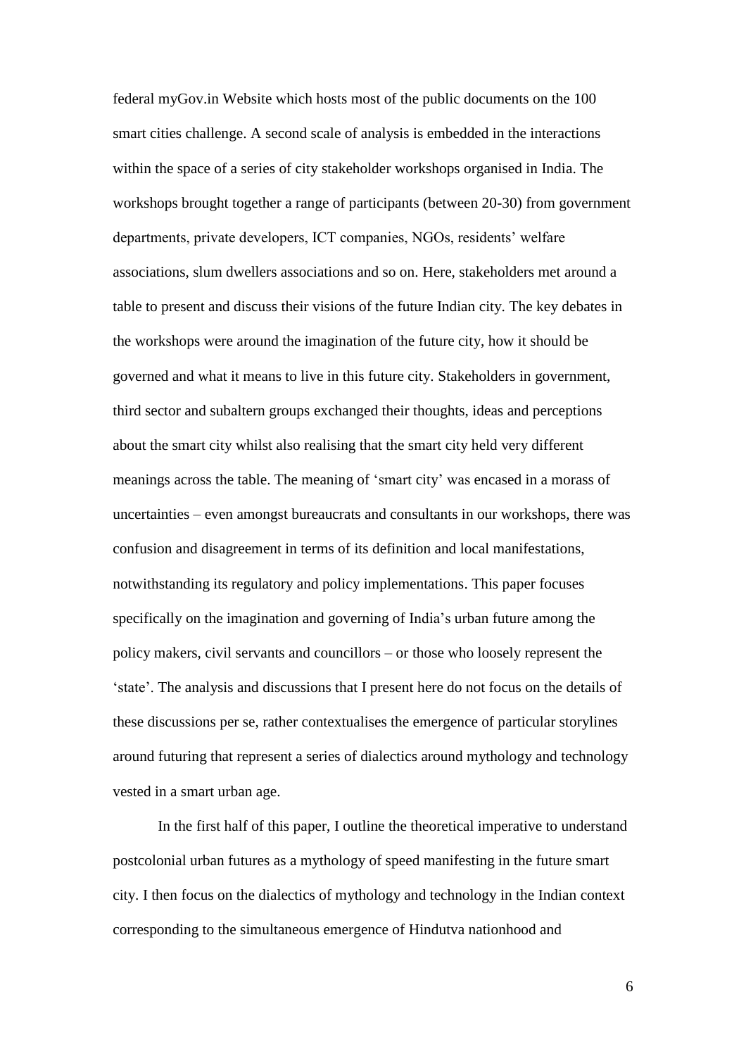federal myGov.in Website which hosts most of the public documents on the 100 smart cities challenge. A second scale of analysis is embedded in the interactions within the space of a series of city stakeholder workshops organised in India. The workshops brought together a range of participants (between 20-30) from government departments, private developers, ICT companies, NGOs, residents' welfare associations, slum dwellers associations and so on. Here, stakeholders met around a table to present and discuss their visions of the future Indian city. The key debates in the workshops were around the imagination of the future city, how it should be governed and what it means to live in this future city. Stakeholders in government, third sector and subaltern groups exchanged their thoughts, ideas and perceptions about the smart city whilst also realising that the smart city held very different meanings across the table. The meaning of 'smart city' was encased in a morass of uncertainties – even amongst bureaucrats and consultants in our workshops, there was confusion and disagreement in terms of its definition and local manifestations, notwithstanding its regulatory and policy implementations. This paper focuses specifically on the imagination and governing of India's urban future among the policy makers, civil servants and councillors – or those who loosely represent the 'state'. The analysis and discussions that I present here do not focus on the details of these discussions per se, rather contextualises the emergence of particular storylines around futuring that represent a series of dialectics around mythology and technology vested in a smart urban age.

In the first half of this paper, I outline the theoretical imperative to understand postcolonial urban futures as a mythology of speed manifesting in the future smart city. I then focus on the dialectics of mythology and technology in the Indian context corresponding to the simultaneous emergence of Hindutva nationhood and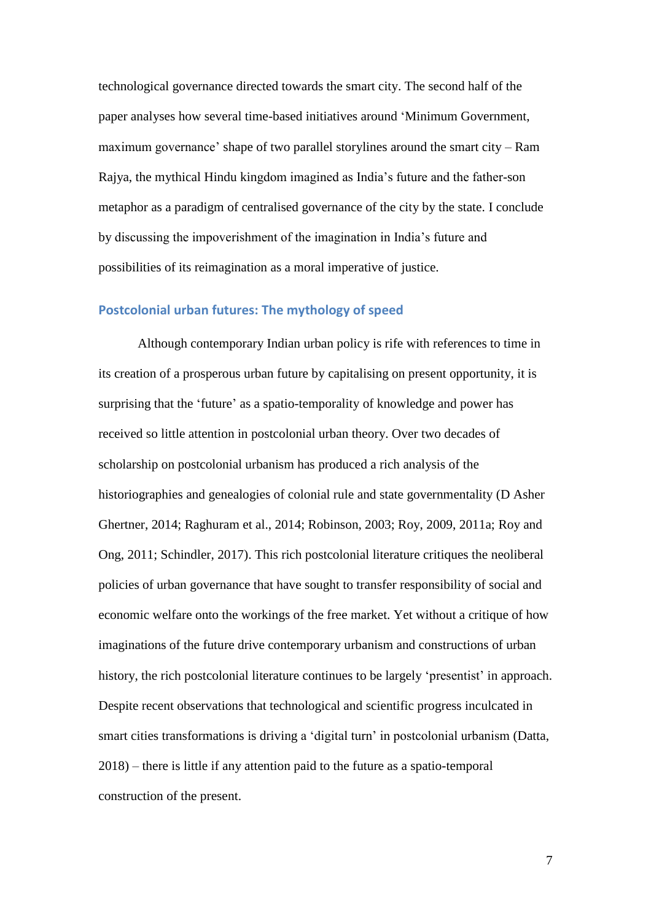technological governance directed towards the smart city. The second half of the paper analyses how several time-based initiatives around 'Minimum Government, maximum governance' shape of two parallel storylines around the smart city – Ram Rajya, the mythical Hindu kingdom imagined as India's future and the father-son metaphor as a paradigm of centralised governance of the city by the state. I conclude by discussing the impoverishment of the imagination in India's future and possibilities of its reimagination as a moral imperative of justice.

## Postcolonial urban futures: The mythology of speed

Although contemporary Indian urban policy is rife with references to time in its creation of a prosperous urban future by capitalising on present opportunity, it is surprising that the 'future' as a spatio-temporality of knowledge and power has received so little attention in postcolonial urban theory. Over two decades of scholarship on postcolonial urbanism has produced a rich analysis of the historiographies and genealogies of colonial rule and state governmentality (D Asher Ghertner, 2014; Raghuram et al., 2014; Robinson, 2003; Roy, 2009, 2011a; Roy and Ong, 2011; Schindler, 2017). This rich postcolonial literature critiques the neoliberal policies of urban governance that have sought to transfer responsibility of social and economic welfare onto the workings of the free market. Yet without a critique of how imaginations of the future drive contemporary urbanism and constructions of urban history, the rich postcolonial literature continues to be largely 'presentist' in approach. Despite recent observations that technological and scientific progress inculcated in smart cities transformations is driving a 'digital turn' in postcolonial urbanism (Datta, 2018) – there is little if any attention paid to the future as a spatio-temporal construction of the present.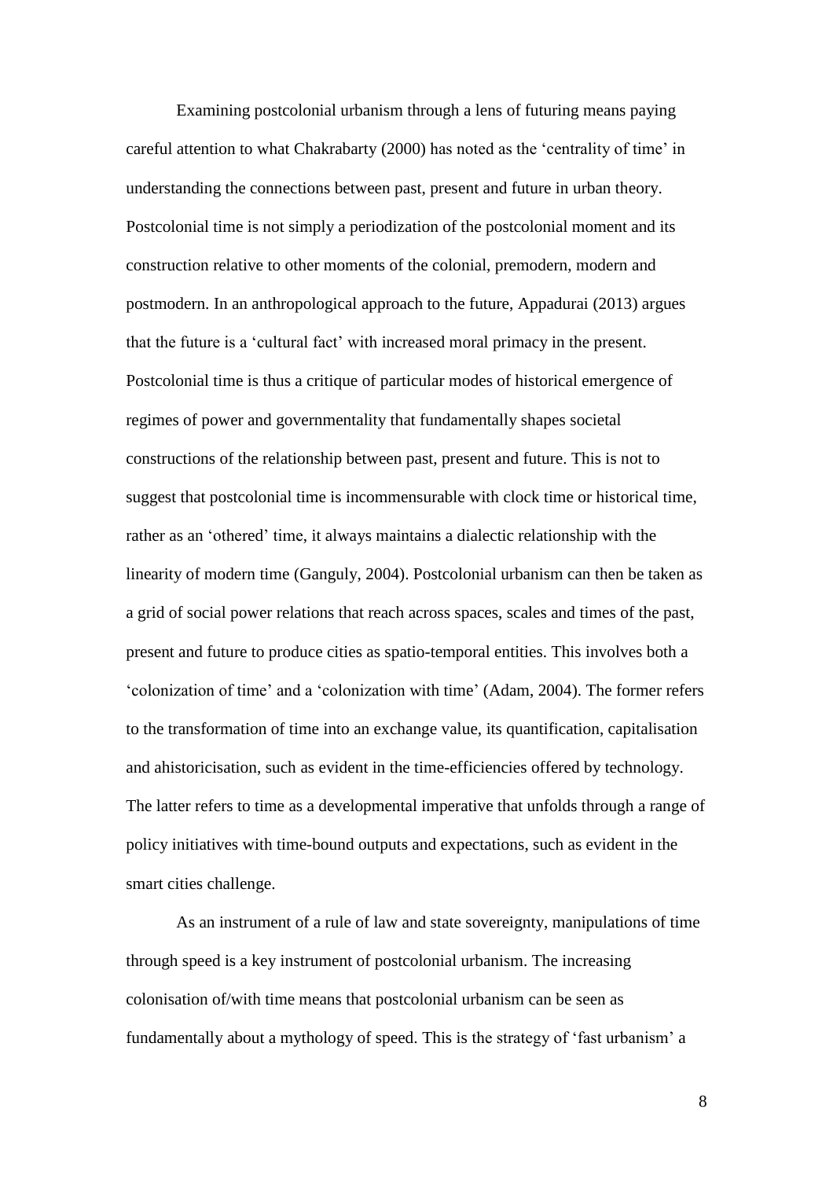Examining postcolonial urbanism through a lens of futuring means paying careful attention to what Chakrabarty (2000) has noted as the 'centrality of time' in understanding the connections between past, present and future in urban theory. Postcolonial time is not simply a periodization of the postcolonial moment and its construction relative to other moments of the colonial, premodern, modern and postmodern. In an anthropological approach to the future, Appadurai (2013) argues that the future is a 'cultural fact' with increased moral primacy in the present. Postcolonial time is thus a critique of particular modes of historical emergence of regimes of power and governmentality that fundamentally shapes societal constructions of the relationship between past, present and future. This is not to suggest that postcolonial time is incommensurable with clock time or historical time, rather as an 'othered' time, it always maintains a dialectic relationship with the linearity of modern time (Ganguly, 2004). Postcolonial urbanism can then be taken as a grid of social power relations that reach across spaces, scales and times of the past, present and future to produce cities as spatio-temporal entities. This involves both a 'colonization of time' and a 'colonization with time' (Adam, 2004). The former refers to the transformation of time into an exchange value, its quantification, capitalisation and ahistoricisation, such as evident in the time-efficiencies offered by technology. The latter refers to time as a developmental imperative that unfolds through a range of policy initiatives with time-bound outputs and expectations, such as evident in the smart cities challenge.

As an instrument of a rule of law and state sovereignty, manipulations of time through speed is a key instrument of postcolonial urbanism. The increasing colonisation of/with time means that postcolonial urbanism can be seen as fundamentally about a mythology of speed. This is the strategy of 'fast urbanism' a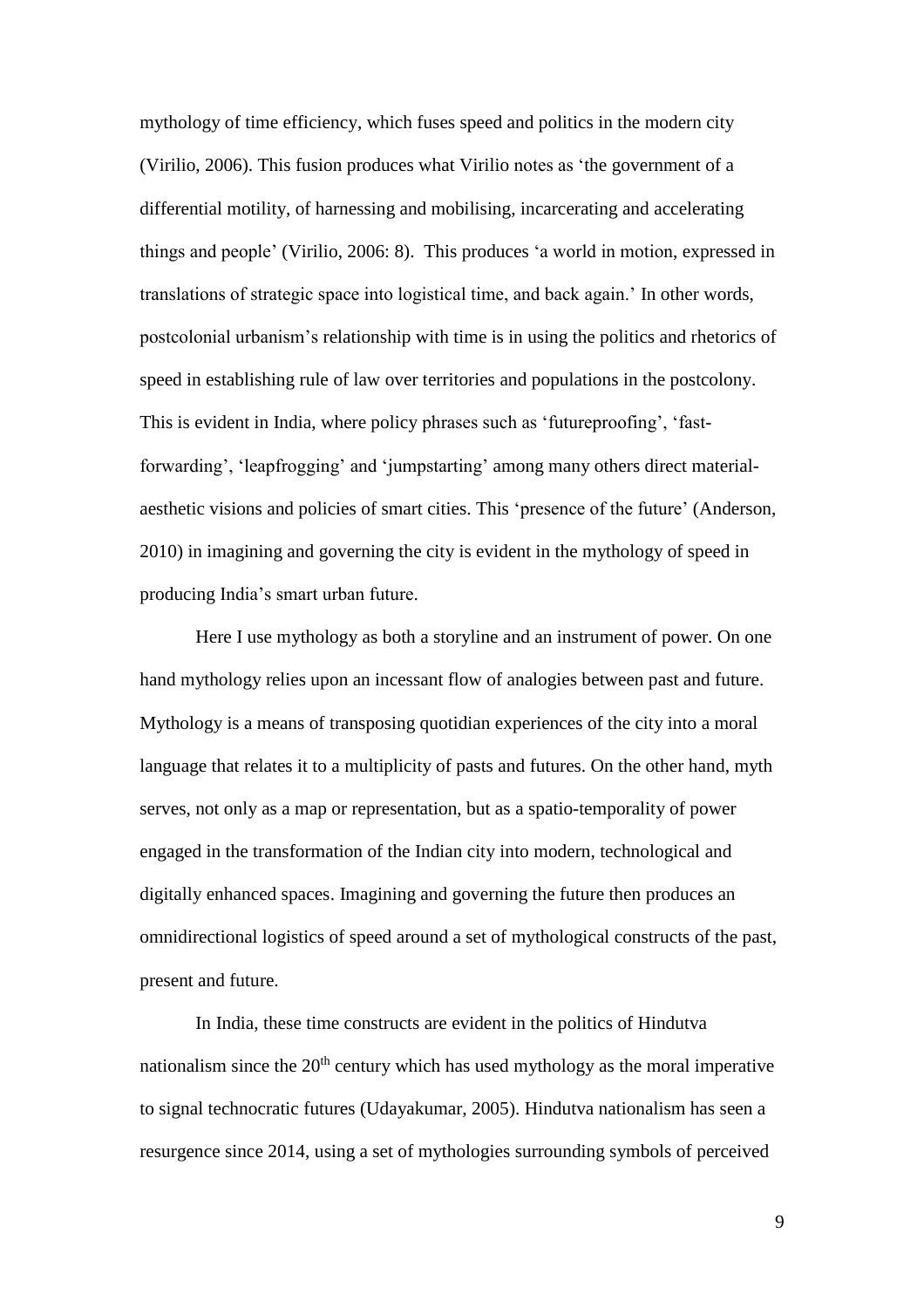mythology of time efficiency, which fuses speed and politics in the modern city (Virilio, 2006). This fusion produces what Virilio notes as 'the government of a differential motility, of harnessing and mobilising, incarcerating and accelerating things and people' (Virilio, 2006: 8). This produces 'a world in motion, expressed in translations of strategic space into logistical time, and back again.' In other words, postcolonial urbanism's relationship with time is in using the politics and rhetorics of speed in establishing rule of law over territories and populations in the postcolony. This is evident in India, where policy phrases such as 'futureproofing', 'fast-forwarding', 'leapfrogging' and 'jumpstarting' among many others direct material-aesthetic visions and policies of smart cities. This 'presence of the future' (Anderson, 2010) in imagining and governing the city is evident in the mythology of speed in producing India's smart urban future.

Here I use mythology as both a storyline and an instrument of power. On one hand mythology relies upon an incessant flow of analogies between past and future. Mythology is a means of transposing quotidian experiences of the city into a moral language that relates it to a multiplicity of pasts and futures. On the other hand, myth serves, not only as a map or representation, but as a spatio-temporality of power engaged in the transformation of the Indian city into modern, technological and digitally enhanced spaces. Imagining and governing the future then produces an omnidirectional logistics of speed around a set of mythological constructs of the past, present and future.

In India, these time constructs are evident in the politics of Hindutva nationalism since the 20th century which has used mythology as the moral imperative to signal technocratic futures (Udayakumar, 2005). Hindutva nationalism has seen a resurgence since 2014, using a set of mythologies surrounding symbols of perceived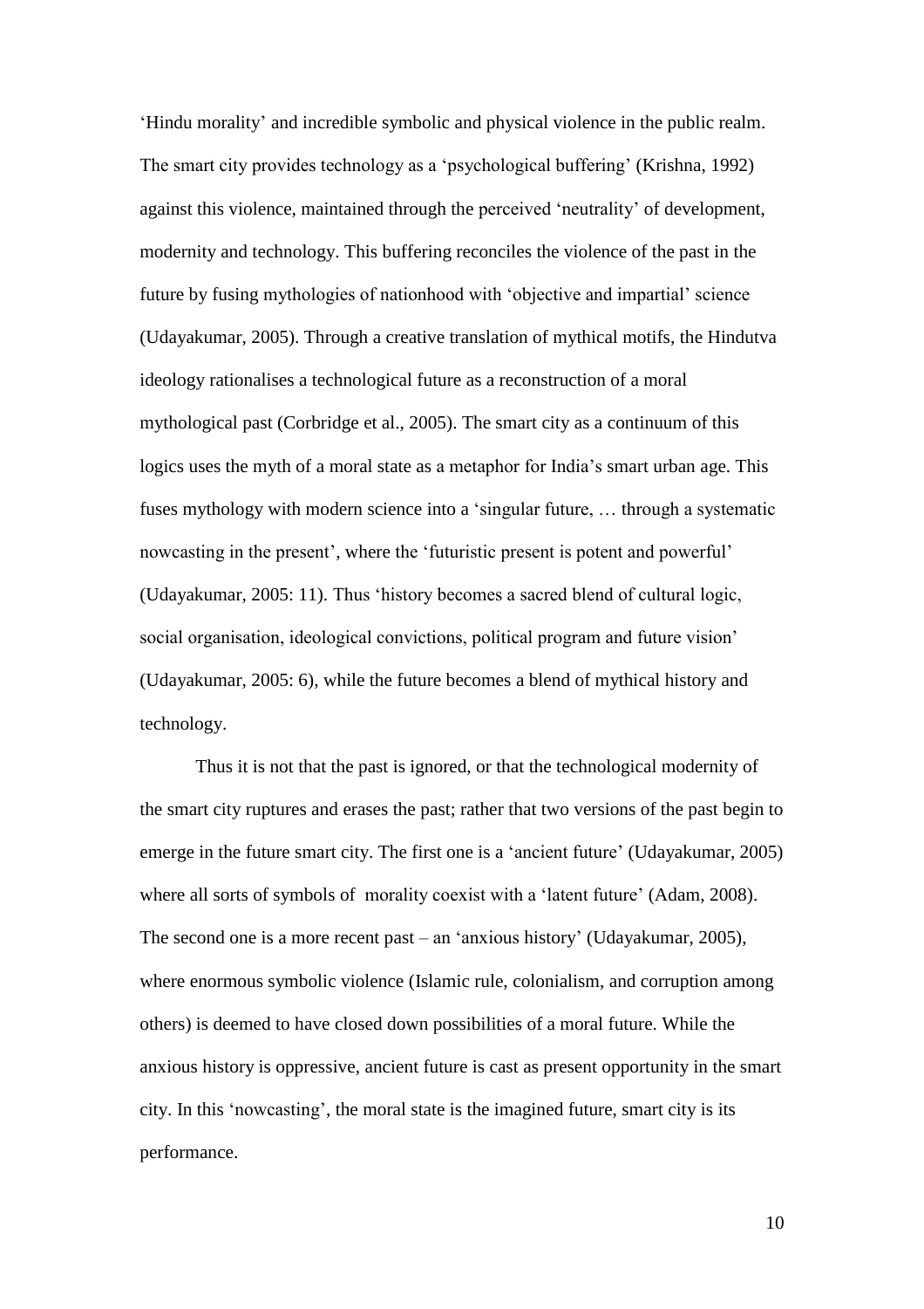'Hindu morality' and incredible symbolic and physical violence in the public realm. The smart city provides technology as a 'psychological buffering' (Krishna, 1992) against this violence, maintained through the perceived 'neutrality' of development, modernity and technology. This buffering reconciles the violence of the past in the future by fusing mythologies of nationhood with 'objective and impartial' science (Udayakumar, 2005). Through a creative translation of mythical motifs, the Hindutva ideology rationalises a technological future as a reconstruction of a moral mythological past (Corbridge et al., 2005). The smart city as a continuum of this logics uses the myth of a moral state as a metaphor for India's smart urban age. This fuses mythology with modern science into a 'singular future, … through a systematic nowcasting in the present', where the 'futuristic present is potent and powerful' (Udayakumar, 2005: 11). Thus 'history becomes a sacred blend of cultural logic, social organisation, ideological convictions, political program and future vision' (Udayakumar, 2005: 6), while the future becomes a blend of mythical history and technology.

Thus it is not that the past is ignored, or that the technological modernity of the smart city ruptures and erases the past; rather that two versions of the past begin to emerge in the future smart city. The first one is a 'ancient future' (Udayakumar, 2005) where all sorts of symbols of morality coexist with a 'latent future' (Adam, 2008). The second one is a more recent past – an 'anxious history' (Udayakumar, 2005), where enormous symbolic violence (Islamic rule, colonialism, and corruption among others) is deemed to have closed down possibilities of a moral future. While the anxious history is oppressive, ancient future is cast as present opportunity in the smart city. In this 'nowcasting', the moral state is the imagined future, smart city is its performance.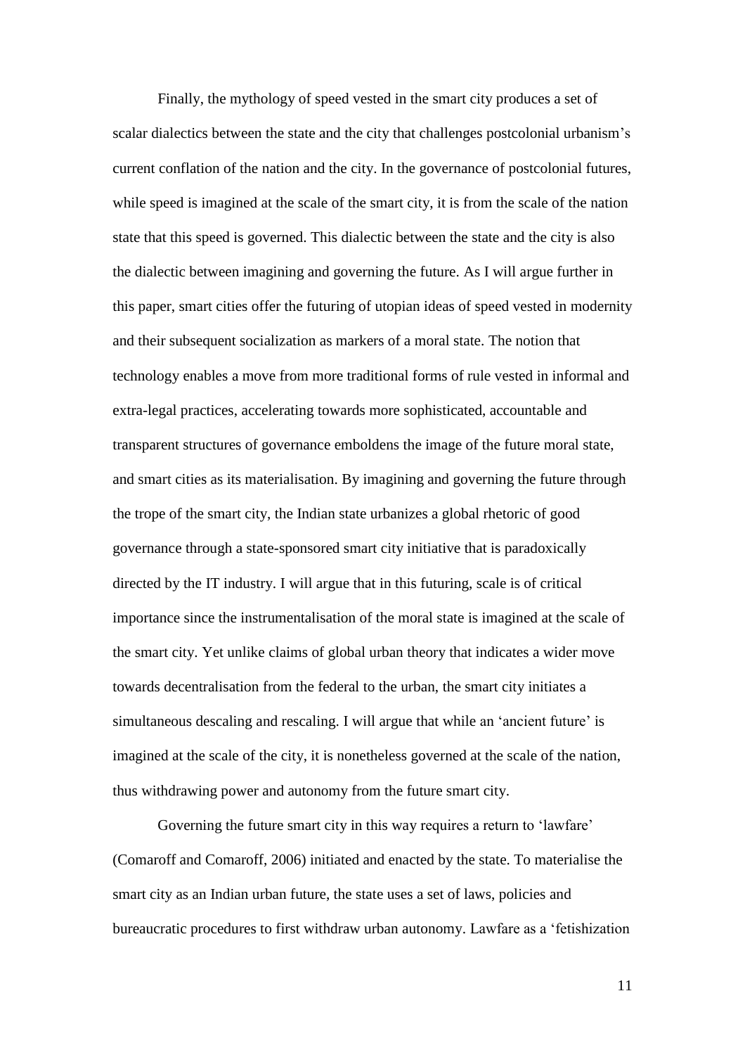Finally, the mythology of speed vested in the smart city produces a set of scalar dialectics between the state and the city that challenges postcolonial urbanism's current conflation of the nation and the city. In the governance of postcolonial futures, while speed is imagined at the scale of the smart city, it is from the scale of the nation state that this speed is governed. This dialectic between the state and the city is also the dialectic between imagining and governing the future. As I will argue further in this paper, smart cities offer the futuring of utopian ideas of speed vested in modernity and their subsequent socialization as markers of a moral state. The notion that technology enables a move from more traditional forms of rule vested in informal and extra-legal practices, accelerating towards more sophisticated, accountable and transparent structures of governance emboldens the image of the future moral state, and smart cities as its materialisation. By imagining and governing the future through the trope of the smart city, the Indian state urbanizes a global rhetoric of good governance through a state-sponsored smart city initiative that is paradoxically directed by the IT industry. I will argue that in this futuring, scale is of critical importance since the instrumentalisation of the moral state is imagined at the scale of the smart city. Yet unlike claims of global urban theory that indicates a wider move towards decentralisation from the federal to the urban, the smart city initiates a simultaneous descaling and rescaling. I will argue that while an 'ancient future' is imagined at the scale of the city, it is nonetheless governed at the scale of the nation, thus withdrawing power and autonomy from the future smart city.

Governing the future smart city in this way requires a return to 'lawfare' (Comaroff and Comaroff, 2006) initiated and enacted by the state. To materialise the smart city as an Indian urban future, the state uses a set of laws, policies and bureaucratic procedures to first withdraw urban autonomy. Lawfare as a 'fetishization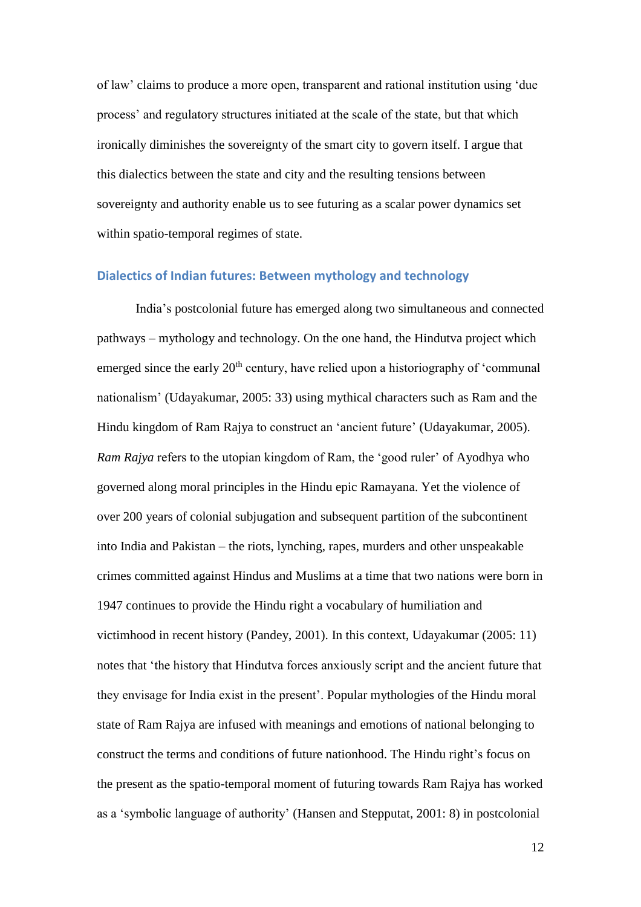of law' claims to produce a more open, transparent and rational institution using 'due process' and regulatory structures initiated at the scale of the state, but that which ironically diminishes the sovereignty of the smart city to govern itself. I argue that this dialectics between the state and city and the resulting tensions between sovereignty and authority enable us to see futuring as a scalar power dynamics set within spatio-temporal regimes of state.

## Dialectics of Indian futures: Between mythology and technology

India's postcolonial future has emerged along two simultaneous and connected pathways – mythology and technology. On the one hand, the Hindutva project which emerged since the early 20th century, have relied upon a historiography of 'communal nationalism' (Udayakumar, 2005: 33) using mythical characters such as Ram and the Hindu kingdom of Ram Rajya to construct an 'ancient future' (Udayakumar, 2005). *Ram Rajya* refers to the utopian kingdom of Ram, the 'good ruler' of Ayodhya who governed along moral principles in the Hindu epic Ramayana. Yet the violence of over 200 years of colonial subjugation and subsequent partition of the subcontinent into India and Pakistan – the riots, lynching, rapes, murders and other unspeakable crimes committed against Hindus and Muslims at a time that two nations were born in 1947 continues to provide the Hindu right a vocabulary of humiliation and victimhood in recent history (Pandey, 2001). In this context, Udayakumar (2005: 11) notes that 'the history that Hindutva forces anxiously script and the ancient future that they envisage for India exist in the present'. Popular mythologies of the Hindu moral state of Ram Rajya are infused with meanings and emotions of national belonging to construct the terms and conditions of future nationhood. The Hindu right's focus on the present as the spatio-temporal moment of futuring towards Ram Rajya has worked as a 'symbolic language of authority' (Hansen and Stepputat, 2001: 8) in postcolonial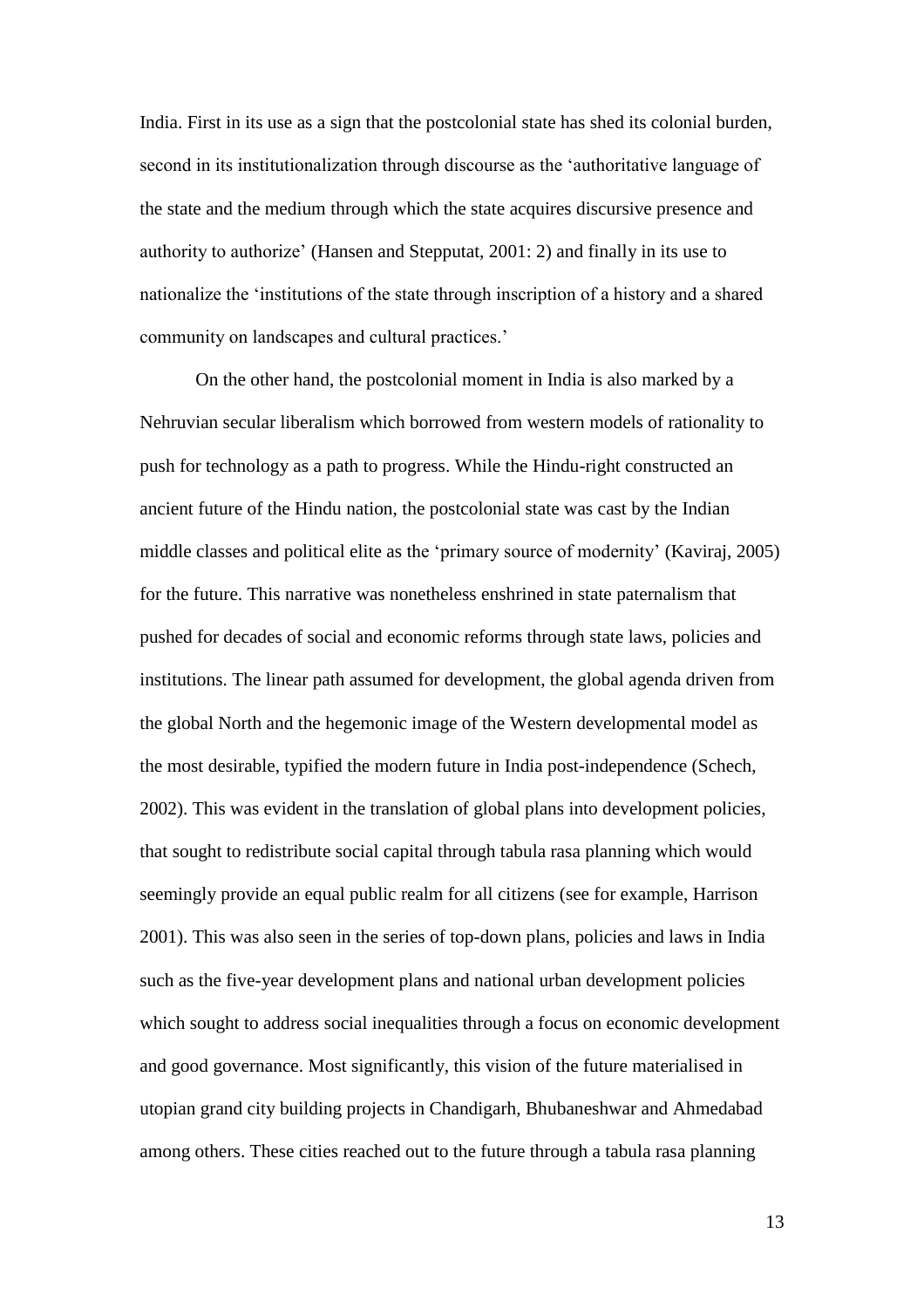India. First in its use as a sign that the postcolonial state has shed its colonial burden, second in its institutionalization through discourse as the 'authoritative language of the state and the medium through which the state acquires discursive presence and authority to authorize' (Hansen and Stepputat, 2001: 2) and finally in its use to nationalize the 'institutions of the state through inscription of a history and a shared community on landscapes and cultural practices.'

On the other hand, the postcolonial moment in India is also marked by a Nehruvian secular liberalism which borrowed from western models of rationality to push for technology as a path to progress. While the Hindu-right constructed an ancient future of the Hindu nation, the postcolonial state was cast by the Indian middle classes and political elite as the 'primary source of modernity' (Kaviraj, 2005) for the future. This narrative was nonetheless enshrined in state paternalism that pushed for decades of social and economic reforms through state laws, policies and institutions. The linear path assumed for development, the global agenda driven from the global North and the hegemonic image of the Western developmental model as the most desirable, typified the modern future in India post-independence (Schech, 2002). This was evident in the translation of global plans into development policies, that sought to redistribute social capital through tabula rasa planning which would seemingly provide an equal public realm for all citizens (see for example, Harrison 2001). This was also seen in the series of top-down plans, policies and laws in India such as the five-year development plans and national urban development policies which sought to address social inequalities through a focus on economic development and good governance. Most significantly, this vision of the future materialised in utopian grand city building projects in Chandigarh, Bhubaneshwar and Ahmedabad among others. These cities reached out to the future through a tabula rasa planning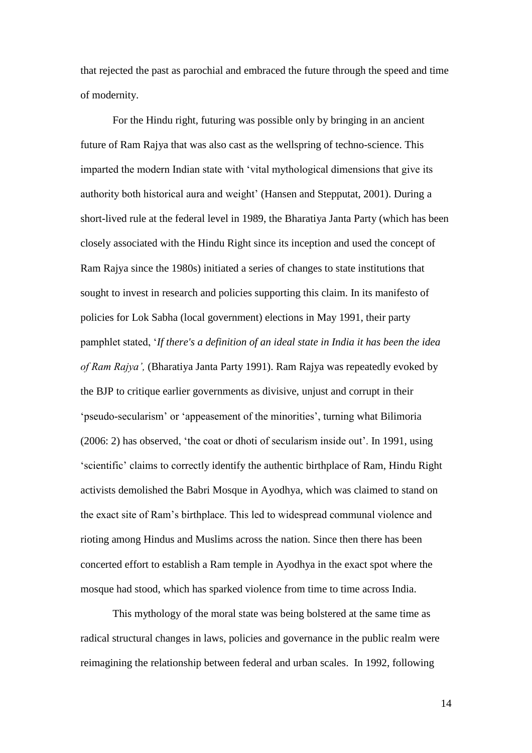that rejected the past as parochial and embraced the future through the speed and time of modernity.

For the Hindu right, futuring was possible only by bringing in an ancient future of Ram Rajya that was also cast as the wellspring of techno-science. This imparted the modern Indian state with 'vital mythological dimensions that give its authority both historical aura and weight' (Hansen and Stepputat, 2001). During a short-lived rule at the federal level in 1989, the Bharatiya Janta Party (which has been closely associated with the Hindu Right since its inception and used the concept of Ram Rajya since the 1980s) initiated a series of changes to state institutions that sought to invest in research and policies supporting this claim. In its manifesto of policies for Lok Sabha (local government) elections in May 1991, their party pamphlet stated, '*If there's a definition of an ideal state in India it has been the idea of Ram Rajya',* (Bharatiya Janta Party 1991). Ram Rajya was repeatedly evoked by the BJP to critique earlier governments as divisive, unjust and corrupt in their 'pseudo-secularism' or 'appeasement of the minorities', turning what Bilimoria (2006: 2) has observed, 'the coat or dhoti of secularism inside out'. In 1991, using 'scientific' claims to correctly identify the authentic birthplace of Ram, Hindu Right activists demolished the Babri Mosque in Ayodhya, which was claimed to stand on the exact site of Ram's birthplace. This led to widespread communal violence and rioting among Hindus and Muslims across the nation. Since then there has been concerted effort to establish a Ram temple in Ayodhya in the exact spot where the mosque had stood, which has sparked violence from time to time across India.

This mythology of the moral state was being bolstered at the same time as radical structural changes in laws, policies and governance in the public realm were reimagining the relationship between federal and urban scales. In 1992, following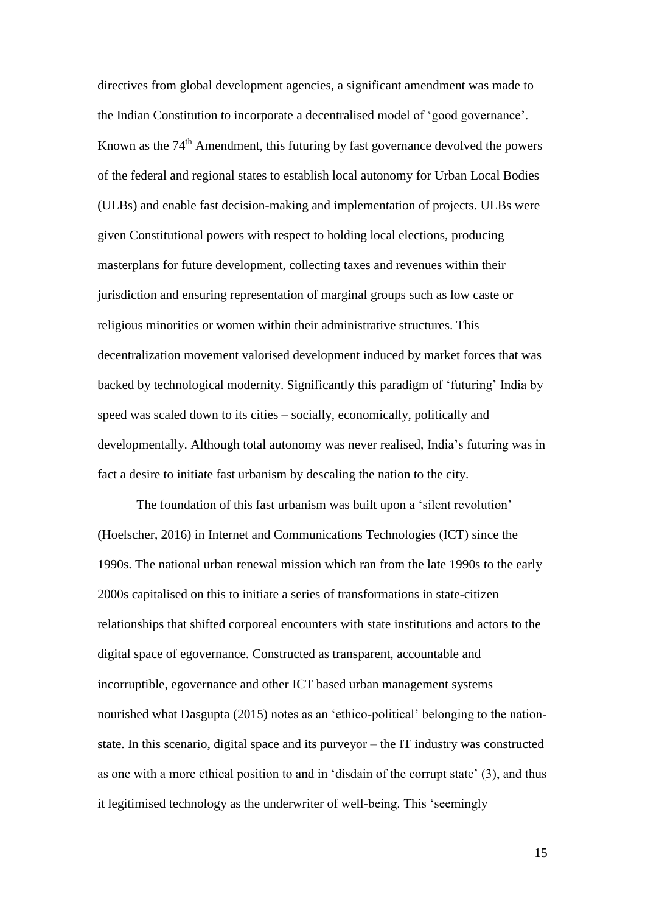directives from global development agencies, a significant amendment was made to the Indian Constitution to incorporate a decentralised model of 'good governance'. Known as the 74th Amendment, this futuring by fast governance devolved the powers of the federal and regional states to establish local autonomy for Urban Local Bodies (ULBs) and enable fast decision-making and implementation of projects. ULBs were given Constitutional powers with respect to holding local elections, producing masterplans for future development, collecting taxes and revenues within their jurisdiction and ensuring representation of marginal groups such as low caste or religious minorities or women within their administrative structures. This decentralization movement valorised development induced by market forces that was backed by technological modernity. Significantly this paradigm of 'futuring' India by speed was scaled down to its cities – socially, economically, politically and developmentally. Although total autonomy was never realised, India's futuring was in fact a desire to initiate fast urbanism by descaling the nation to the city.

The foundation of this fast urbanism was built upon a 'silent revolution' (Hoelscher, 2016) in Internet and Communications Technologies (ICT) since the 1990s. The national urban renewal mission which ran from the late 1990s to the early 2000s capitalised on this to initiate a series of transformations in state-citizen relationships that shifted corporeal encounters with state institutions and actors to the digital space of egovernance. Constructed as transparent, accountable and incorruptible, egovernance and other ICT based urban management systems nourished what Dasgupta (2015) notes as an 'ethico-political' belonging to the nation-state. In this scenario, digital space and its purveyor – the IT industry was constructed as one with a more ethical position to and in 'disdain of the corrupt state' (3), and thus it legitimised technology as the underwriter of well-being. This 'seemingly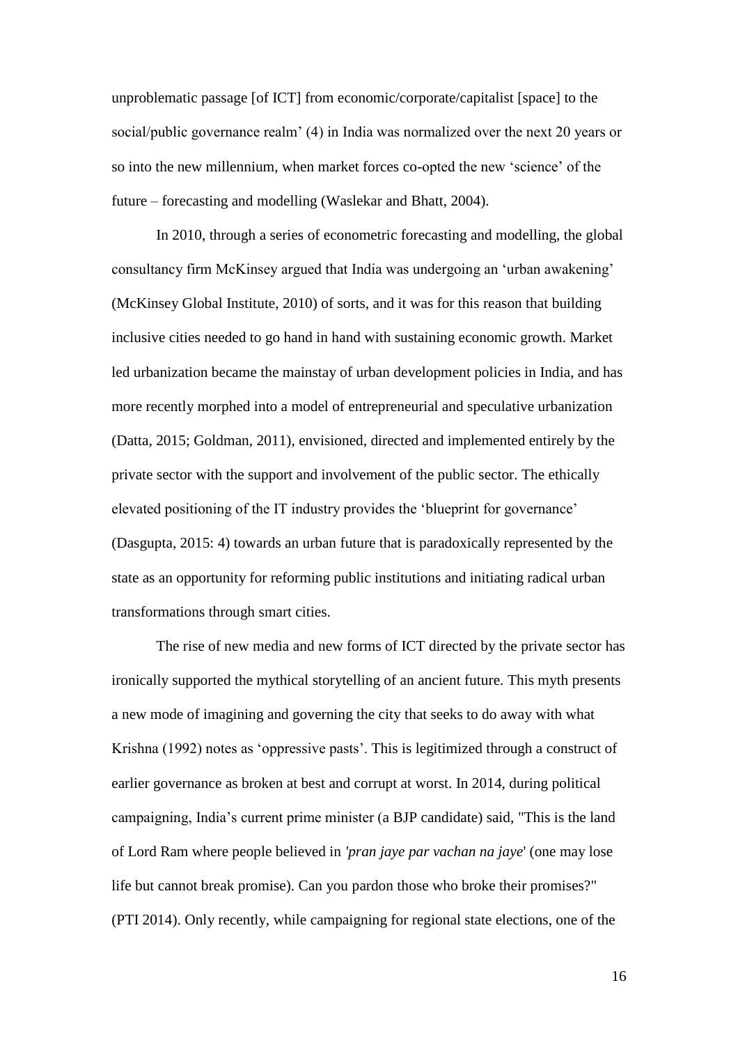unproblematic passage [of ICT] from economic/corporate/capitalist [space] to the social/public governance realm' (4) in India was normalized over the next 20 years or so into the new millennium, when market forces co-opted the new 'science' of the future – forecasting and modelling (Waslekar and Bhatt, 2004).

In 2010, through a series of econometric forecasting and modelling, the global consultancy firm McKinsey argued that India was undergoing an 'urban awakening' (McKinsey Global Institute, 2010) of sorts, and it was for this reason that building inclusive cities needed to go hand in hand with sustaining economic growth. Market led urbanization became the mainstay of urban development policies in India, and has more recently morphed into a model of entrepreneurial and speculative urbanization (Datta, 2015; Goldman, 2011), envisioned, directed and implemented entirely by the private sector with the support and involvement of the public sector. The ethically elevated positioning of the IT industry provides the 'blueprint for governance' (Dasgupta, 2015: 4) towards an urban future that is paradoxically represented by the state as an opportunity for reforming public institutions and initiating radical urban transformations through smart cities.

The rise of new media and new forms of ICT directed by the private sector has ironically supported the mythical storytelling of an ancient future. This myth presents a new mode of imagining and governing the city that seeks to do away with what Krishna (1992) notes as 'oppressive pasts'. This is legitimized through a construct of earlier governance as broken at best and corrupt at worst. In 2014, during political campaigning, India's current prime minister (a BJP candidate) said, "This is the land of Lord Ram where people believed in *'pran jaye par vachan na jaye'* (one may lose life but cannot break promise). Can you pardon those who broke their promises?" (PTI 2014). Only recently, while campaigning for regional state elections, one of the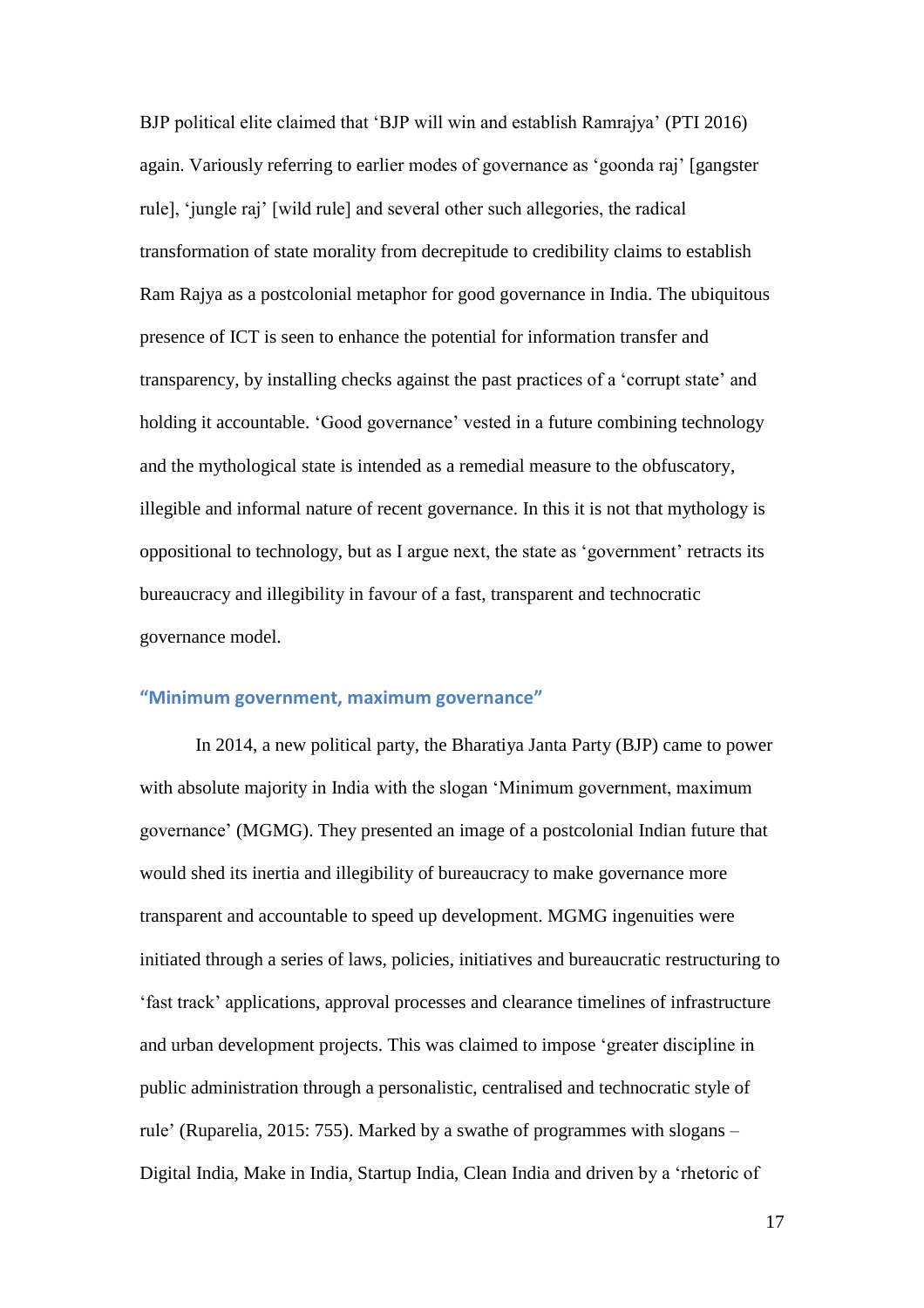BJP political elite claimed that 'BJP will win and establish Ramrajya' (PTI 2016) again. Variously referring to earlier modes of governance as 'goonda raj' [gangster rule], 'jungle raj' [wild rule] and several other such allegories, the radical transformation of state morality from decrepitude to credibility claims to establish Ram Rajya as a postcolonial metaphor for good governance in India. The ubiquitous presence of ICT is seen to enhance the potential for information transfer and transparency, by installing checks against the past practices of a 'corrupt state' and holding it accountable. 'Good governance' vested in a future combining technology and the mythological state is intended as a remedial measure to the obfuscatory, illegible and informal nature of recent governance. In this it is not that mythology is oppositional to technology, but as I argue next, the state as 'government' retracts its bureaucracy and illegibility in favour of a fast, transparent and technocratic governance model.

## "Minimum government, maximum governance"

In 2014, a new political party, the Bharatiya Janta Party (BJP) came to power with absolute majority in India with the slogan 'Minimum government, maximum governance' (MGMG). They presented an image of a postcolonial Indian future that would shed its inertia and illegibility of bureaucracy to make governance more transparent and accountable to speed up development. MGMG ingenuities were initiated through a series of laws, policies, initiatives and bureaucratic restructuring to 'fast track' applications, approval processes and clearance timelines of infrastructure and urban development projects. This was claimed to impose 'greater discipline in public administration through a personalistic, centralised and technocratic style of rule' (Ruparelia, 2015: 755). Marked by a swathe of programmes with slogans – Digital India, Make in India, Startup India, Clean India and driven by a 'rhetoric of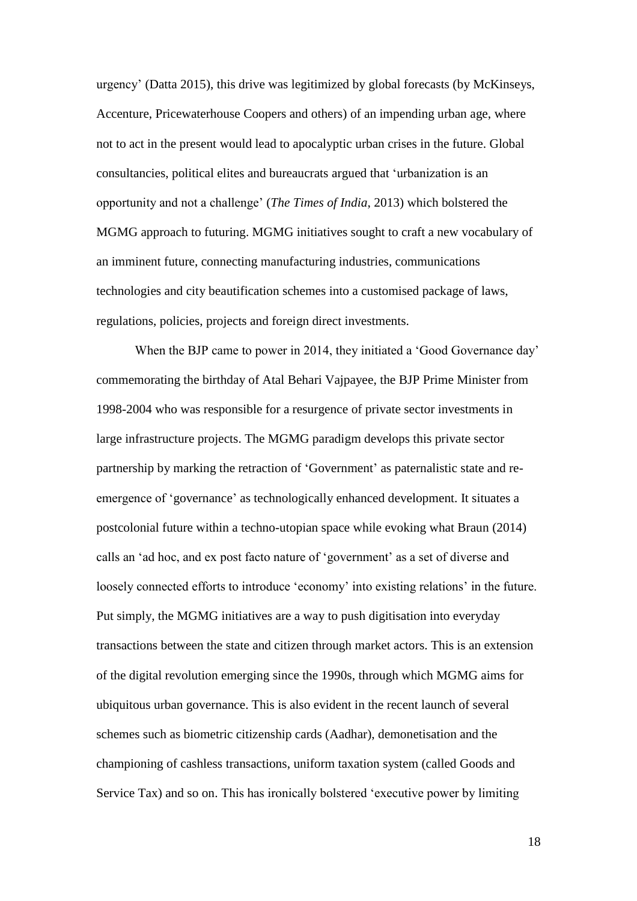urgency' (Datta 2015), this drive was legitimized by global forecasts (by McKinseys, Accenture, Pricewaterhouse Coopers and others) of an impending urban age, where not to act in the present would lead to apocalyptic urban crises in the future. Global consultancies, political elites and bureaucrats argued that 'urbanization is an opportunity and not a challenge' (*The Times of India,* 2013) which bolstered the MGMG approach to futuring. MGMG initiatives sought to craft a new vocabulary of an imminent future, connecting manufacturing industries, communications technologies and city beautification schemes into a customised package of laws, regulations, policies, projects and foreign direct investments.

When the BJP came to power in 2014, they initiated a 'Good Governance day' commemorating the birthday of Atal Behari Vajpayee, the BJP Prime Minister from 1998-2004 who was responsible for a resurgence of private sector investments in large infrastructure projects. The MGMG paradigm develops this private sector partnership by marking the retraction of 'Government' as paternalistic state and re-emergence of 'governance' as technologically enhanced development. It situates a postcolonial future within a techno-utopian space while evoking what Braun (2014) calls an 'ad hoc, and ex post facto nature of 'government' as a set of diverse and loosely connected efforts to introduce 'economy' into existing relations' in the future. Put simply, the MGMG initiatives are a way to push digitisation into everyday transactions between the state and citizen through market actors. This is an extension of the digital revolution emerging since the 1990s, through which MGMG aims for ubiquitous urban governance. This is also evident in the recent launch of several schemes such as biometric citizenship cards (Aadhar), demonetisation and the championing of cashless transactions, uniform taxation system (called Goods and Service Tax) and so on. This has ironically bolstered 'executive power by limiting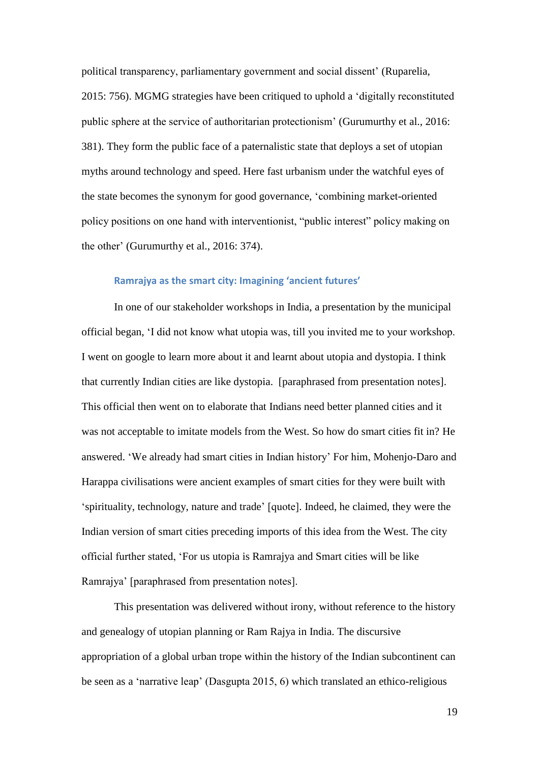political transparency, parliamentary government and social dissent' (Ruparelia, 2015: 756). MGMG strategies have been critiqued to uphold a 'digitally reconstituted public sphere at the service of authoritarian protectionism' (Gurumurthy et al., 2016: 381). They form the public face of a paternalistic state that deploys a set of utopian myths around technology and speed. Here fast urbanism under the watchful eyes of the state becomes the synonym for good governance, 'combining market-oriented policy positions on one hand with interventionist, "public interest" policy making on the other' (Gurumurthy et al., 2016: 374).

### Ramrajya as the smart city: Imagining 'ancient futures'

In one of our stakeholder workshops in India, a presentation by the municipal official began, 'I did not know what utopia was, till you invited me to your workshop. I went on google to learn more about it and learnt about utopia and dystopia. I think that currently Indian cities are like dystopia. [paraphrased from presentation notes]. This official then went on to elaborate that Indians need better planned cities and it was not acceptable to imitate models from the West. So how do smart cities fit in? He answered. 'We already had smart cities in Indian history' For him, Mohenjo-Daro and Harappa civilisations were ancient examples of smart cities for they were built with 'spirituality, technology, nature and trade' [quote]. Indeed, he claimed, they were the Indian version of smart cities preceding imports of this idea from the West. The city official further stated, 'For us utopia is Ramrajya and Smart cities will be like Ramrajya' [paraphrased from presentation notes].

This presentation was delivered without irony, without reference to the history and genealogy of utopian planning or Ram Rajya in India. The discursive appropriation of a global urban trope within the history of the Indian subcontinent can be seen as a 'narrative leap' (Dasgupta 2015, 6) which translated an ethico-religious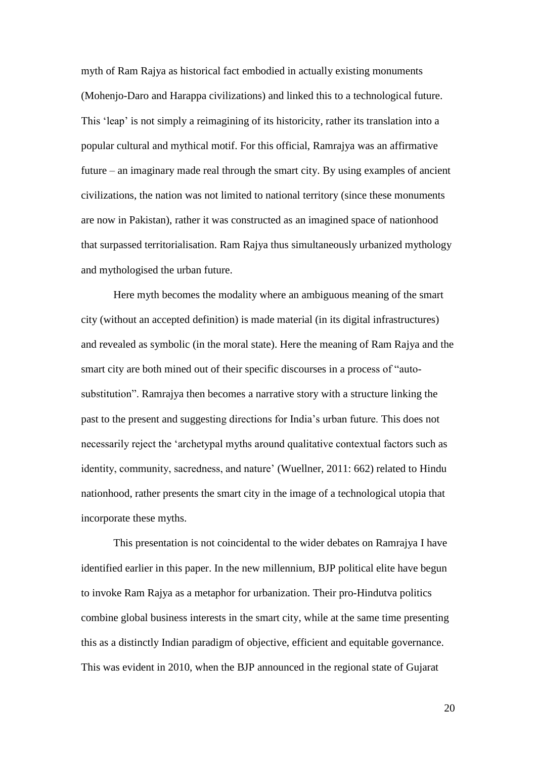myth of Ram Rajya as historical fact embodied in actually existing monuments (Mohenjo-Daro and Harappa civilizations) and linked this to a technological future. This 'leap' is not simply a reimagining of its historicity, rather its translation into a popular cultural and mythical motif. For this official, Ramrajya was an affirmative future – an imaginary made real through the smart city. By using examples of ancient civilizations, the nation was not limited to national territory (since these monuments are now in Pakistan), rather it was constructed as an imagined space of nationhood that surpassed territorialisation. Ram Rajya thus simultaneously urbanized mythology and mythologised the urban future.

Here myth becomes the modality where an ambiguous meaning of the smart city (without an accepted definition) is made material (in its digital infrastructures) and revealed as symbolic (in the moral state). Here the meaning of Ram Rajya and the smart city are both mined out of their specific discourses in a process of "auto-substitution". Ramrajya then becomes a narrative story with a structure linking the past to the present and suggesting directions for India's urban future. This does not necessarily reject the 'archetypal myths around qualitative contextual factors such as identity, community, sacredness, and nature' (Wuellner, 2011: 662) related to Hindu nationhood, rather presents the smart city in the image of a technological utopia that incorporate these myths.

This presentation is not coincidental to the wider debates on Ramrajya I have identified earlier in this paper. In the new millennium, BJP political elite have begun to invoke Ram Rajya as a metaphor for urbanization. Their pro-Hindutva politics combine global business interests in the smart city, while at the same time presenting this as a distinctly Indian paradigm of objective, efficient and equitable governance. This was evident in 2010, when the BJP announced in the regional state of Gujarat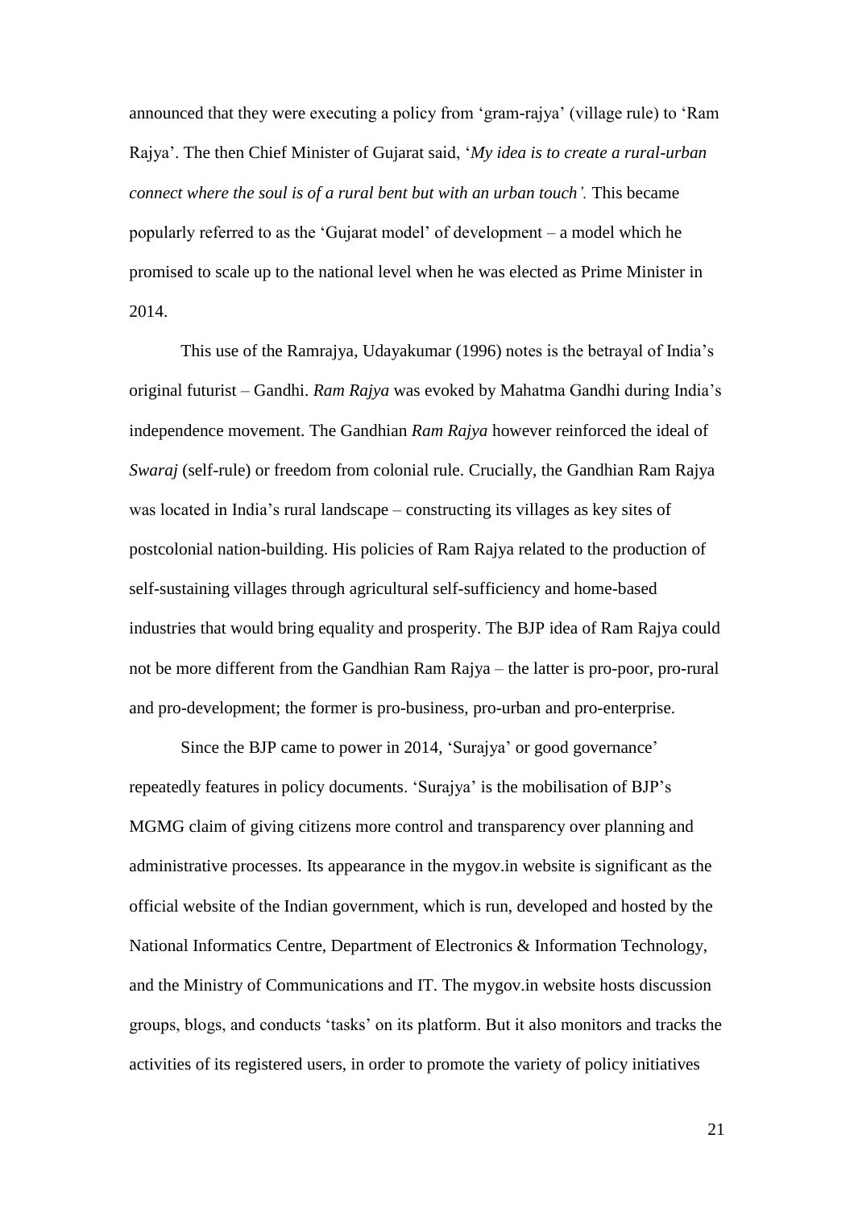announced that they were executing a policy from 'gram-rajya' (village rule) to 'Ram Rajya'. The then Chief Minister of Gujarat said, '*My idea is to create a rural-urban connect where the soul is of a rural bent but with an urban touch'.* This became popularly referred to as the 'Gujarat model' of development – a model which he promised to scale up to the national level when he was elected as Prime Minister in 2014.

This use of the Ramrajya, Udayakumar (1996) notes is the betrayal of India's original futurist – Gandhi. *Ram Rajya* was evoked by Mahatma Gandhi during India's independence movement. The Gandhian *Ram Rajya* however reinforced the ideal of *Swaraj* (self-rule) or freedom from colonial rule. Crucially, the Gandhian Ram Rajya was located in India's rural landscape – constructing its villages as key sites of postcolonial nation-building. His policies of Ram Rajya related to the production of self-sustaining villages through agricultural self-sufficiency and home-based industries that would bring equality and prosperity. The BJP idea of Ram Rajya could not be more different from the Gandhian Ram Rajya – the latter is pro-poor, pro-rural and pro-development; the former is pro-business, pro-urban and pro-enterprise.

Since the BJP came to power in 2014, 'Surajya' or good governance' repeatedly features in policy documents. 'Surajya' is the mobilisation of BJP's MGMG claim of giving citizens more control and transparency over planning and administrative processes. Its appearance in the mygov.in website is significant as the official website of the Indian government, which is run, developed and hosted by the National Informatics Centre, Department of Electronics & Information Technology, and the Ministry of Communications and IT. The mygov.in website hosts discussion groups, blogs, and conducts 'tasks' on its platform. But it also monitors and tracks the activities of its registered users, in order to promote the variety of policy initiatives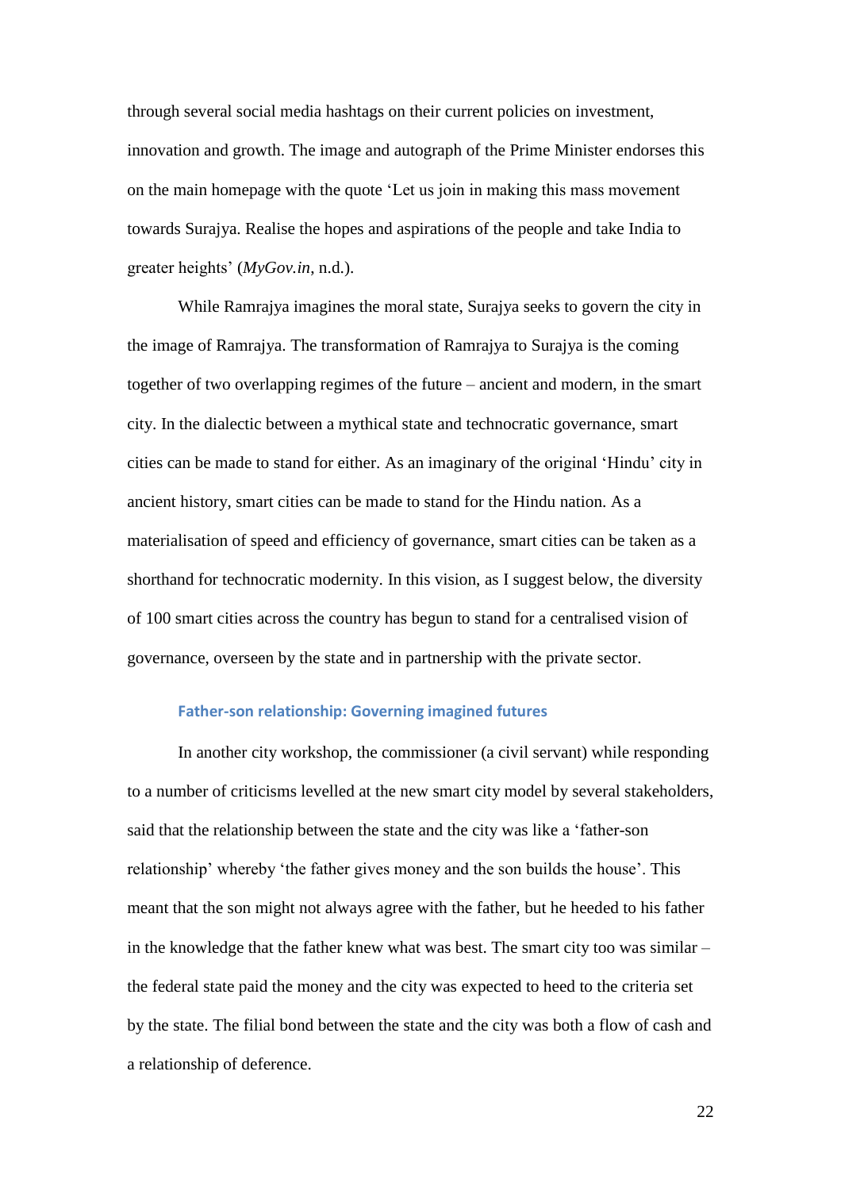through several social media hashtags on their current policies on investment, innovation and growth. The image and autograph of the Prime Minister endorses this on the main homepage with the quote 'Let us join in making this mass movement towards Surajya. Realise the hopes and aspirations of the people and take India to greater heights' (*MyGov.in*, n.d.).

While Ramrajya imagines the moral state, Surajya seeks to govern the city in the image of Ramrajya. The transformation of Ramrajya to Surajya is the coming together of two overlapping regimes of the future – ancient and modern, in the smart city. In the dialectic between a mythical state and technocratic governance, smart cities can be made to stand for either. As an imaginary of the original 'Hindu' city in ancient history, smart cities can be made to stand for the Hindu nation. As a materialisation of speed and efficiency of governance, smart cities can be taken as a shorthand for technocratic modernity. In this vision, as I suggest below, the diversity of 100 smart cities across the country has begun to stand for a centralised vision of governance, overseen by the state and in partnership with the private sector.

### Father-son relationship: Governing imagined futures

In another city workshop, the commissioner (a civil servant) while responding to a number of criticisms levelled at the new smart city model by several stakeholders, said that the relationship between the state and the city was like a 'father-son relationship' whereby 'the father gives money and the son builds the house'. This meant that the son might not always agree with the father, but he heeded to his father in the knowledge that the father knew what was best. The smart city too was similar – the federal state paid the money and the city was expected to heed to the criteria set by the state. The filial bond between the state and the city was both a flow of cash and a relationship of deference.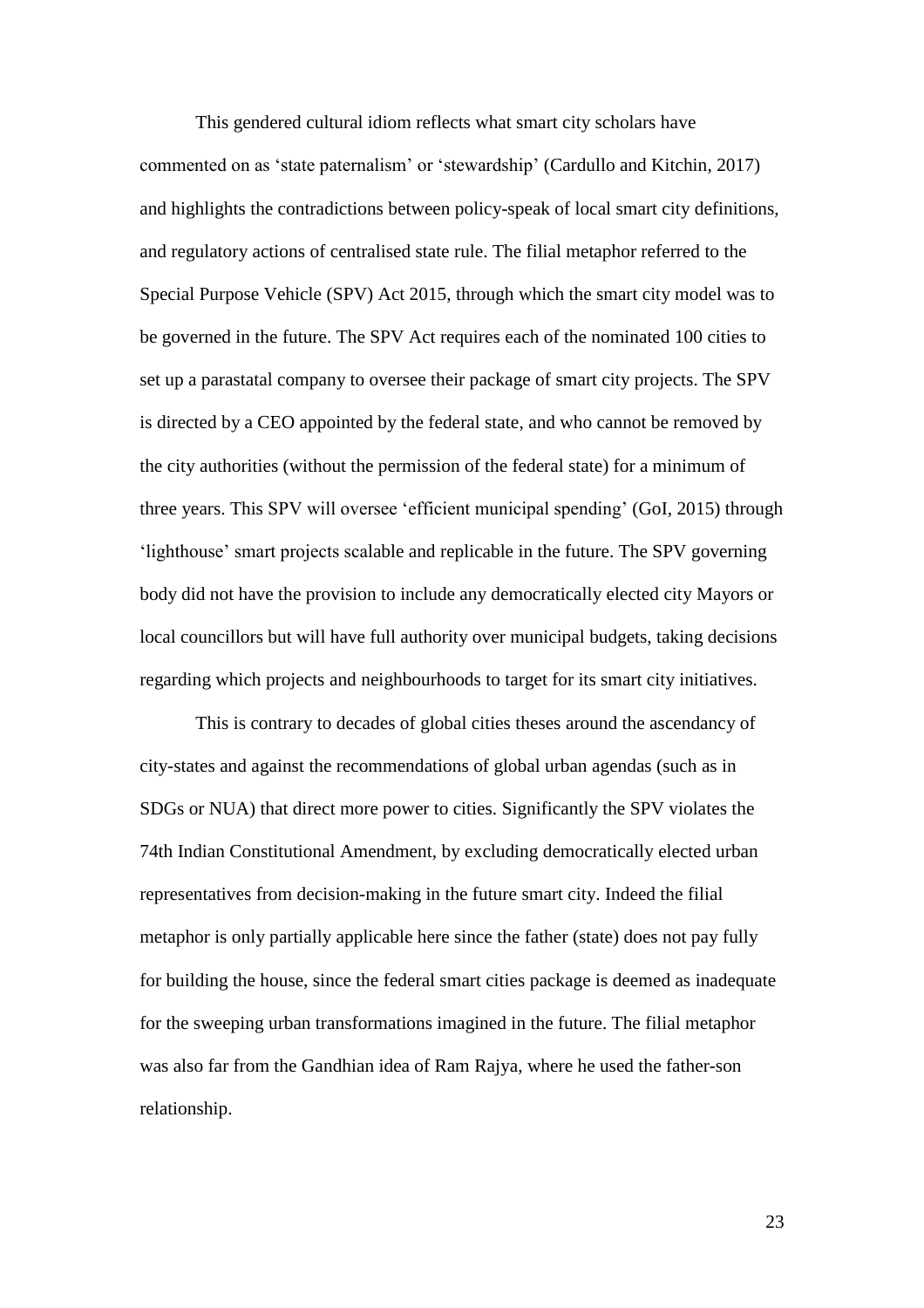This gendered cultural idiom reflects what smart city scholars have commented on as 'state paternalism' or 'stewardship' (Cardullo and Kitchin, 2017) and highlights the contradictions between policy-speak of local smart city definitions, and regulatory actions of centralised state rule. The filial metaphor referred to the Special Purpose Vehicle (SPV) Act 2015, through which the smart city model was to be governed in the future. The SPV Act requires each of the nominated 100 cities to set up a parastatal company to oversee their package of smart city projects. The SPV is directed by a CEO appointed by the federal state, and who cannot be removed by the city authorities (without the permission of the federal state) for a minimum of three years. This SPV will oversee 'efficient municipal spending' (GoI, 2015) through 'lighthouse' smart projects scalable and replicable in the future. The SPV governing body did not have the provision to include any democratically elected city Mayors or local councillors but will have full authority over municipal budgets, taking decisions regarding which projects and neighbourhoods to target for its smart city initiatives.

This is contrary to decades of global cities theses around the ascendancy of city-states and against the recommendations of global urban agendas (such as in SDGs or NUA) that direct more power to cities. Significantly the SPV violates the 74th Indian Constitutional Amendment, by excluding democratically elected urban representatives from decision-making in the future smart city. Indeed the filial metaphor is only partially applicable here since the father (state) does not pay fully for building the house, since the federal smart cities package is deemed as inadequate for the sweeping urban transformations imagined in the future. The filial metaphor was also far from the Gandhian idea of Ram Rajya, where he used the father-son relationship.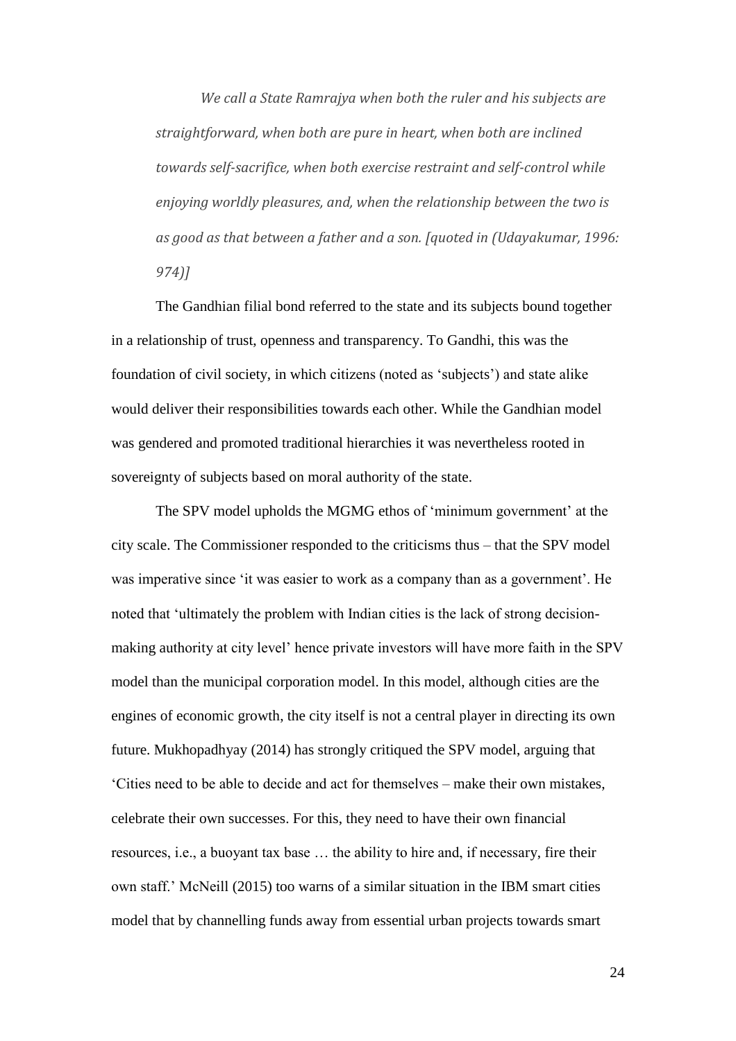> *We call a State Ramrajya when both the ruler and his subjects are straightforward, when both are pure in heart, when both are inclined towards self-sacrifice, when both exercise restraint and self-control while enjoying worldly pleasures, and, when the relationship between the two is as good as that between a father and a son. [quoted in (Udayakumar, 1996: 974)]*

The Gandhian filial bond referred to the state and its subjects bound together in a relationship of trust, openness and transparency. To Gandhi, this was the foundation of civil society, in which citizens (noted as 'subjects') and state alike would deliver their responsibilities towards each other. While the Gandhian model was gendered and promoted traditional hierarchies it was nevertheless rooted in sovereignty of subjects based on moral authority of the state.

The SPV model upholds the MGMG ethos of 'minimum government' at the city scale. The Commissioner responded to the criticisms thus – that the SPV model was imperative since 'it was easier to work as a company than as a government'. He noted that 'ultimately the problem with Indian cities is the lack of strong decision-making authority at city level' hence private investors will have more faith in the SPV model than the municipal corporation model. In this model, although cities are the engines of economic growth, the city itself is not a central player in directing its own future. Mukhopadhyay (2014) has strongly critiqued the SPV model, arguing that 'Cities need to be able to decide and act for themselves – make their own mistakes, celebrate their own successes. For this, they need to have their own financial resources, i.e., a buoyant tax base … the ability to hire and, if necessary, fire their own staff.' McNeill (2015) too warns of a similar situation in the IBM smart cities model that by channelling funds away from essential urban projects towards smart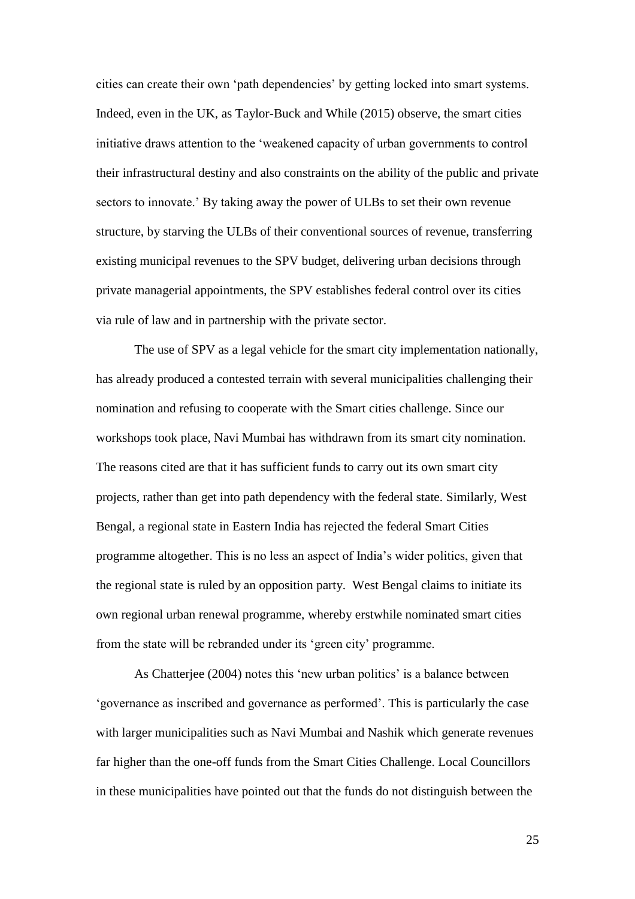cities can create their own 'path dependencies' by getting locked into smart systems. Indeed, even in the UK, as Taylor-Buck and While (2015) observe, the smart cities initiative draws attention to the 'weakened capacity of urban governments to control their infrastructural destiny and also constraints on the ability of the public and private sectors to innovate.' By taking away the power of ULBs to set their own revenue structure, by starving the ULBs of their conventional sources of revenue, transferring existing municipal revenues to the SPV budget, delivering urban decisions through private managerial appointments, the SPV establishes federal control over its cities via rule of law and in partnership with the private sector.

The use of SPV as a legal vehicle for the smart city implementation nationally, has already produced a contested terrain with several municipalities challenging their nomination and refusing to cooperate with the Smart cities challenge. Since our workshops took place, Navi Mumbai has withdrawn from its smart city nomination. The reasons cited are that it has sufficient funds to carry out its own smart city projects, rather than get into path dependency with the federal state. Similarly, West Bengal, a regional state in Eastern India has rejected the federal Smart Cities programme altogether. This is no less an aspect of India's wider politics, given that the regional state is ruled by an opposition party. West Bengal claims to initiate its own regional urban renewal programme, whereby erstwhile nominated smart cities from the state will be rebranded under its 'green city' programme.

As Chatterjee (2004) notes this 'new urban politics' is a balance between 'governance as inscribed and governance as performed'. This is particularly the case with larger municipalities such as Navi Mumbai and Nashik which generate revenues far higher than the one-off funds from the Smart Cities Challenge. Local Councillors in these municipalities have pointed out that the funds do not distinguish between the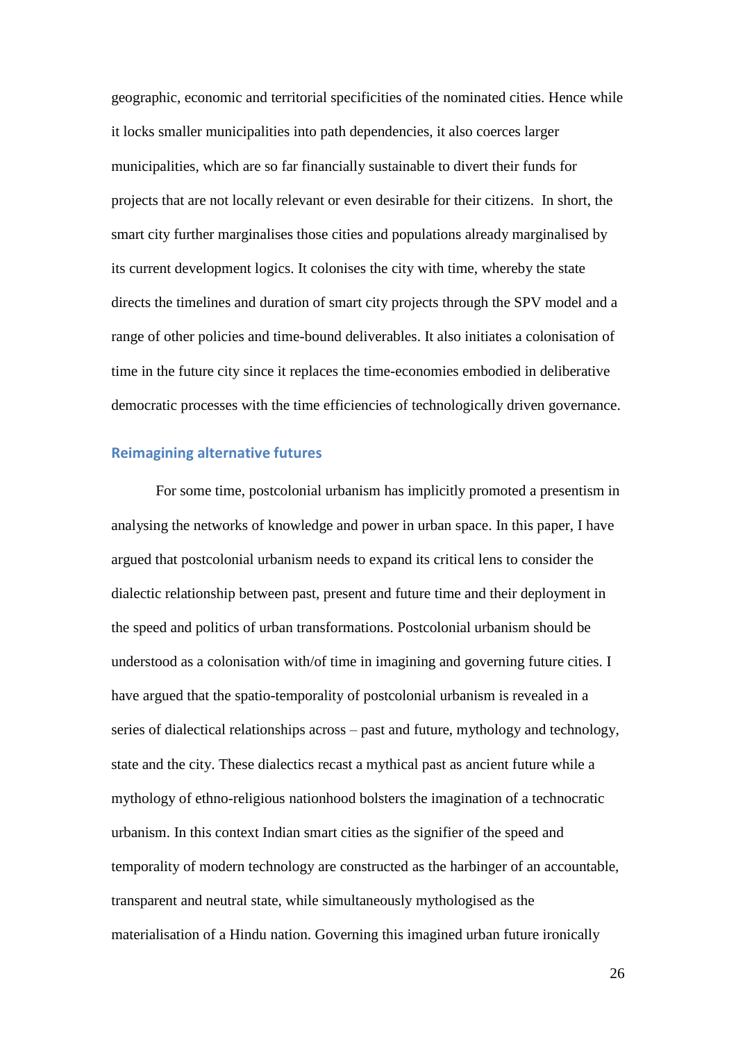geographic, economic and territorial specificities of the nominated cities. Hence while it locks smaller municipalities into path dependencies, it also coerces larger municipalities, which are so far financially sustainable to divert their funds for projects that are not locally relevant or even desirable for their citizens.  In short, the smart city further marginalises those cities and populations already marginalised by its current development logics. It colonises the city with time, whereby the state directs the timelines and duration of smart city projects through the SPV model and a range of other policies and time-bound deliverables. It also initiates a colonisation of time in the future city since it replaces the time-economies embodied in deliberative democratic processes with the time efficiencies of technologically driven governance.

## Reimagining alternative futures

For some time, postcolonial urbanism has implicitly promoted a presentism in analysing the networks of knowledge and power in urban space. In this paper, I have argued that postcolonial urbanism needs to expand its critical lens to consider the dialectic relationship between past, present and future time and their deployment in the speed and politics of urban transformations. Postcolonial urbanism should be understood as a colonisation with/of time in imagining and governing future cities. I have argued that the spatio-temporality of postcolonial urbanism is revealed in a series of dialectical relationships across – past and future, mythology and technology, state and the city. These dialectics recast a mythical past as ancient future while a mythology of ethno-religious nationhood bolsters the imagination of a technocratic urbanism. In this context Indian smart cities as the signifier of the speed and temporality of modern technology are constructed as the harbinger of an accountable, transparent and neutral state, while simultaneously mythologised as the materialisation of a Hindu nation. Governing this imagined urban future ironically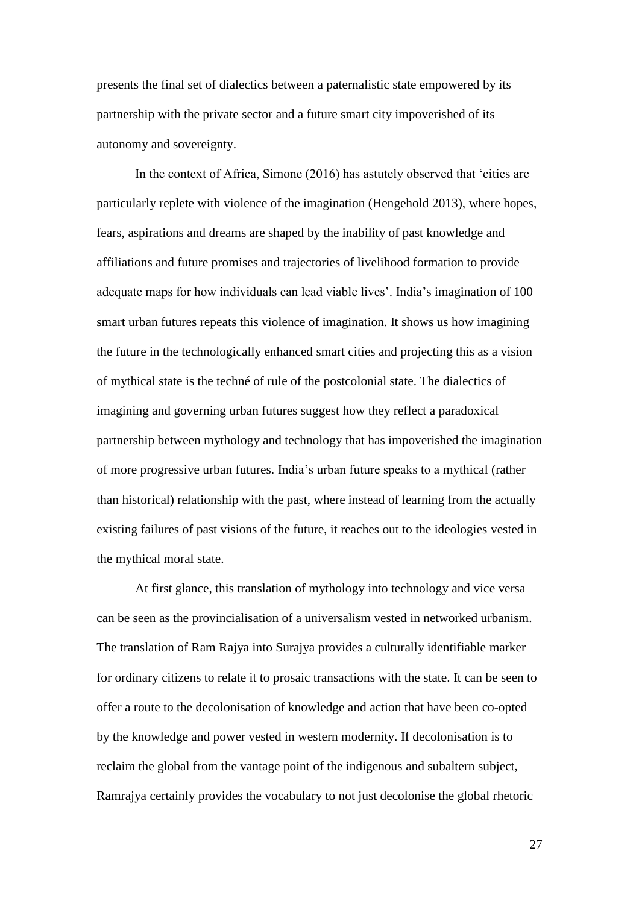presents the final set of dialectics between a paternalistic state empowered by its partnership with the private sector and a future smart city impoverished of its autonomy and sovereignty.

In the context of Africa, Simone (2016) has astutely observed that 'cities are particularly replete with violence of the imagination (Hengehold 2013), where hopes, fears, aspirations and dreams are shaped by the inability of past knowledge and affiliations and future promises and trajectories of livelihood formation to provide adequate maps for how individuals can lead viable lives'. India's imagination of 100 smart urban futures repeats this violence of imagination. It shows us how imagining the future in the technologically enhanced smart cities and projecting this as a vision of mythical state is the techné of rule of the postcolonial state. The dialectics of imagining and governing urban futures suggest how they reflect a paradoxical partnership between mythology and technology that has impoverished the imagination of more progressive urban futures. India's urban future speaks to a mythical (rather than historical) relationship with the past, where instead of learning from the actually existing failures of past visions of the future, it reaches out to the ideologies vested in the mythical moral state.

At first glance, this translation of mythology into technology and vice versa can be seen as the provincialisation of a universalism vested in networked urbanism. The translation of Ram Rajya into Surajya provides a culturally identifiable marker for ordinary citizens to relate it to prosaic transactions with the state. It can be seen to offer a route to the decolonisation of knowledge and action that have been co-opted by the knowledge and power vested in western modernity. If decolonisation is to reclaim the global from the vantage point of the indigenous and subaltern subject, Ramrajya certainly provides the vocabulary to not just decolonise the global rhetoric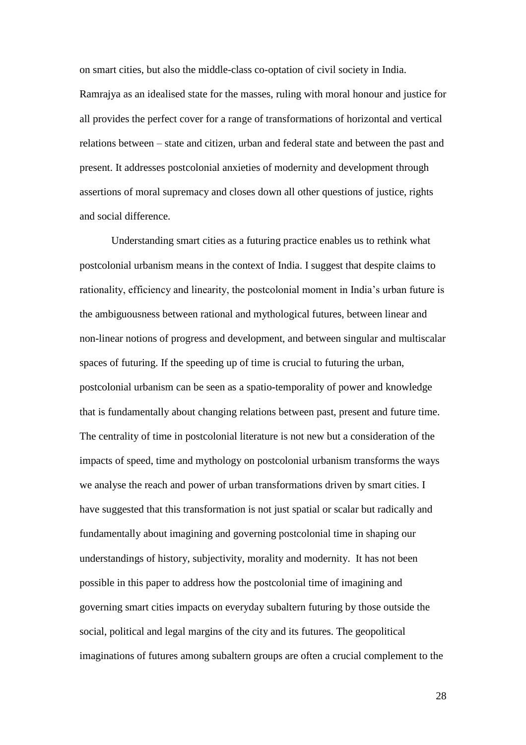on smart cities, but also the middle-class co-optation of civil society in India. Ramrajya as an idealised state for the masses, ruling with moral honour and justice for all provides the perfect cover for a range of transformations of horizontal and vertical relations between – state and citizen, urban and federal state and between the past and present. It addresses postcolonial anxieties of modernity and development through assertions of moral supremacy and closes down all other questions of justice, rights and social difference.

Understanding smart cities as a futuring practice enables us to rethink what postcolonial urbanism means in the context of India. I suggest that despite claims to rationality, efficiency and linearity, the postcolonial moment in India's urban future is the ambiguousness between rational and mythological futures, between linear and non-linear notions of progress and development, and between singular and multiscalar spaces of futuring. If the speeding up of time is crucial to futuring the urban, postcolonial urbanism can be seen as a spatio-temporality of power and knowledge that is fundamentally about changing relations between past, present and future time. The centrality of time in postcolonial literature is not new but a consideration of the impacts of speed, time and mythology on postcolonial urbanism transforms the ways we analyse the reach and power of urban transformations driven by smart cities. I have suggested that this transformation is not just spatial or scalar but radically and fundamentally about imagining and governing postcolonial time in shaping our understandings of history, subjectivity, morality and modernity. It has not been possible in this paper to address how the postcolonial time of imagining and governing smart cities impacts on everyday subaltern futuring by those outside the social, political and legal margins of the city and its futures. The geopolitical imaginations of futures among subaltern groups are often a crucial complement to the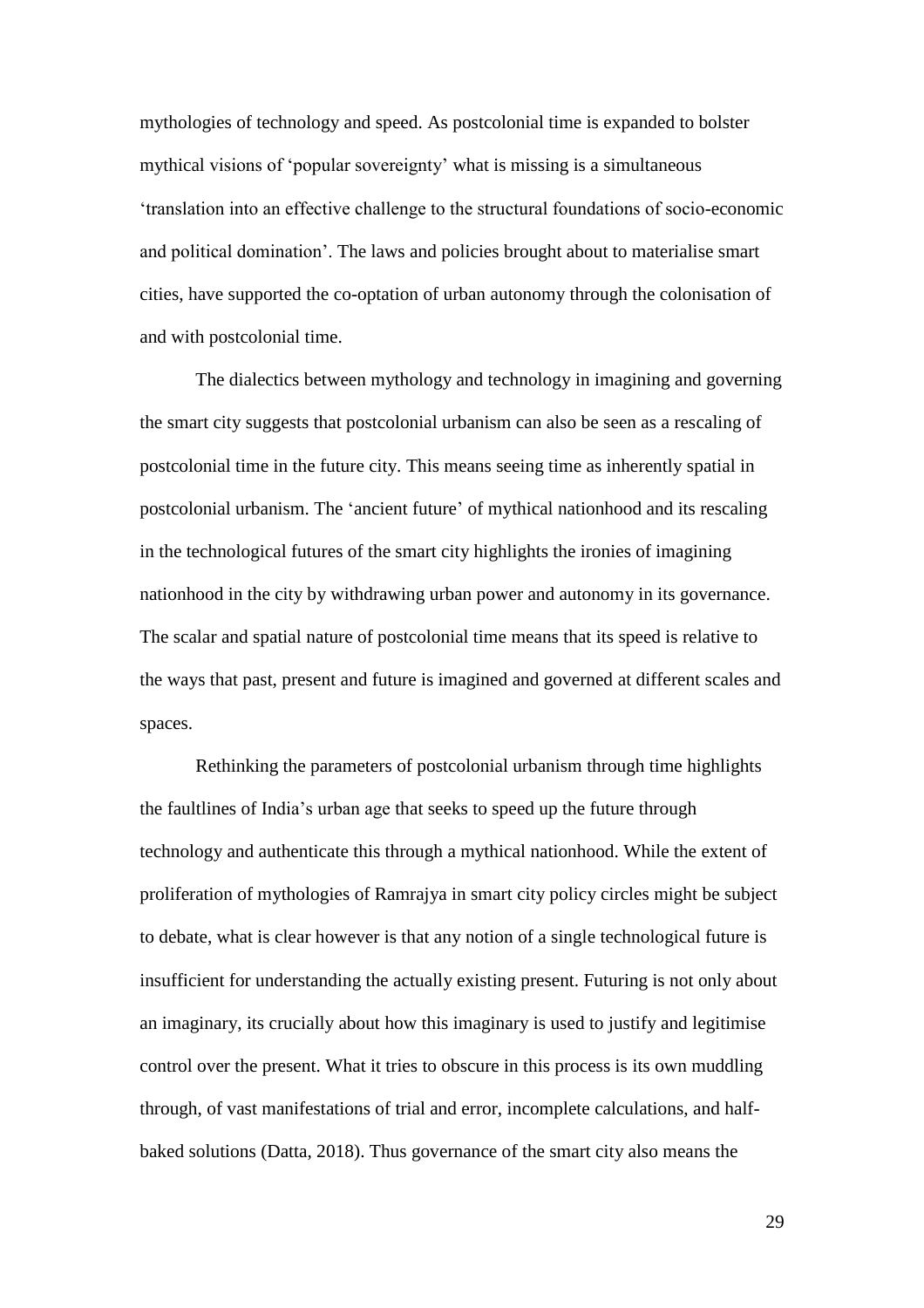mythologies of technology and speed. As postcolonial time is expanded to bolster mythical visions of 'popular sovereignty' what is missing is a simultaneous 'translation into an effective challenge to the structural foundations of socio-economic and political domination'. The laws and policies brought about to materialise smart cities, have supported the co-optation of urban autonomy through the colonisation of and with postcolonial time.

The dialectics between mythology and technology in imagining and governing the smart city suggests that postcolonial urbanism can also be seen as a rescaling of postcolonial time in the future city. This means seeing time as inherently spatial in postcolonial urbanism. The 'ancient future' of mythical nationhood and its rescaling in the technological futures of the smart city highlights the ironies of imagining nationhood in the city by withdrawing urban power and autonomy in its governance. The scalar and spatial nature of postcolonial time means that its speed is relative to the ways that past, present and future is imagined and governed at different scales and spaces.

Rethinking the parameters of postcolonial urbanism through time highlights the faultlines of India's urban age that seeks to speed up the future through technology and authenticate this through a mythical nationhood. While the extent of proliferation of mythologies of Ramrajya in smart city policy circles might be subject to debate, what is clear however is that any notion of a single technological future is insufficient for understanding the actually existing present. Futuring is not only about an imaginary, its crucially about how this imaginary is used to justify and legitimise control over the present. What it tries to obscure in this process is its own muddling through, of vast manifestations of trial and error, incomplete calculations, and half-baked solutions (Datta, 2018). Thus governance of the smart city also means the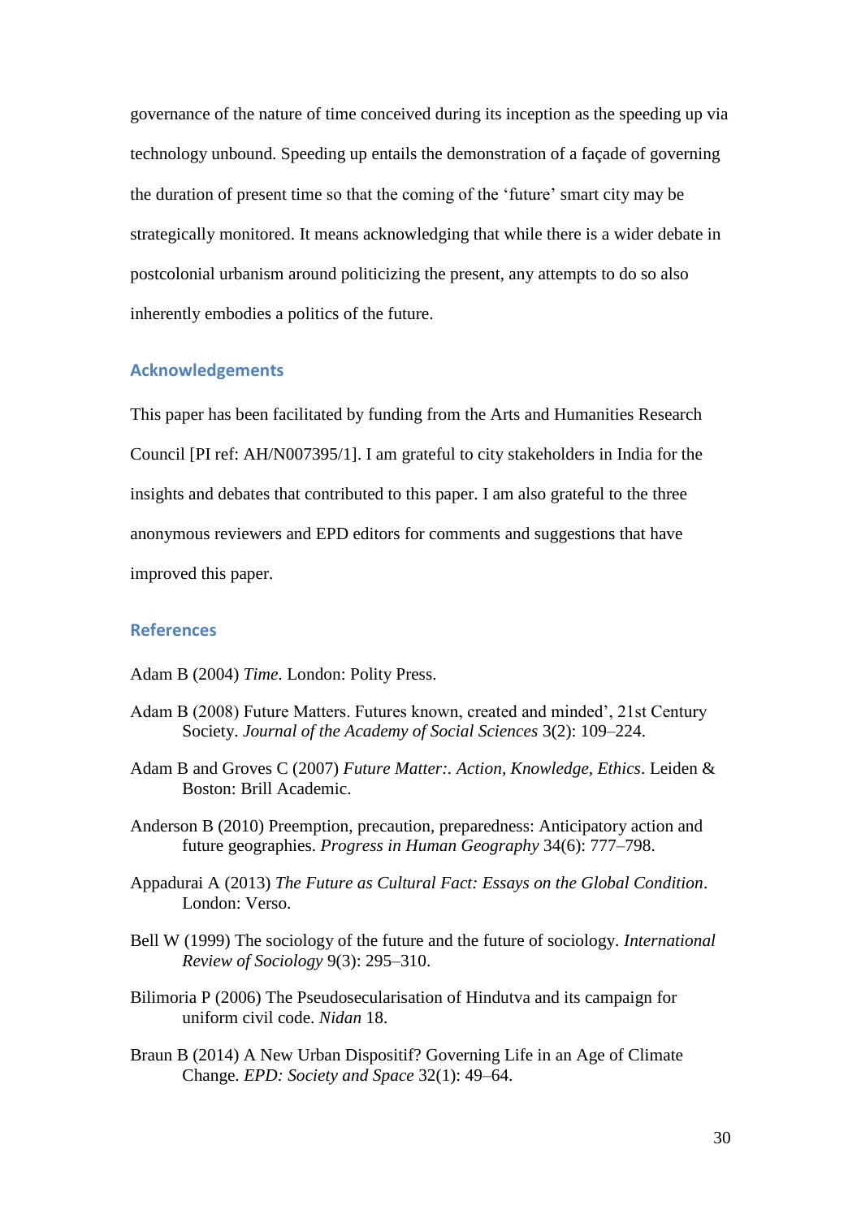governance of the nature of time conceived during its inception as the speeding up via technology unbound. Speeding up entails the demonstration of a façade of governing the duration of present time so that the coming of the 'future' smart city may be strategically monitored. It means acknowledging that while there is a wider debate in postcolonial urbanism around politicizing the present, any attempts to do so also inherently embodies a politics of the future.

## Acknowledgements

This paper has been facilitated by funding from the Arts and Humanities Research Council [PI ref: AH/N007395/1]. I am grateful to city stakeholders in India for the insights and debates that contributed to this paper. I am also grateful to the three anonymous reviewers and EPD editors for comments and suggestions that have improved this paper.

## References

Adam B (2004) *Time*. London: Polity Press.

Adam B (2008) Future Matters. Futures known, created and minded', 21st Century Society. *Journal of the Academy of Social Sciences* 3(2): 109–224.

Adam B and Groves C (2007) *Future Matter:. Action, Knowledge, Ethics*. Leiden & Boston: Brill Academic.

Anderson B (2010) Preemption, precaution, preparedness: Anticipatory action and future geographies. *Progress in Human Geography* 34(6): 777–798.

Appadurai A (2013) *The Future as Cultural Fact: Essays on the Global Condition*. London: Verso.

Bell W (1999) The sociology of the future and the future of sociology. *International Review of Sociology* 9(3): 295–310.

Bilimoria P (2006) The Pseudosecularisation of Hindutva and its campaign for uniform civil code. *Nidan* 18.

Braun B (2014) A New Urban Dispositif? Governing Life in an Age of Climate Change. *EPD: Society and Space* 32(1): 49–64.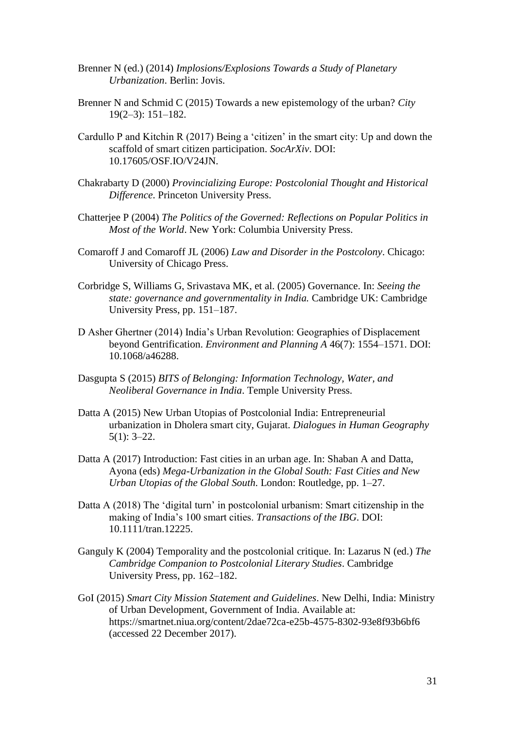Brenner N (ed.) (2014) *Implosions/Explosions Towards a Study of Planetary Urbanization*. Berlin: Jovis.

Brenner N and Schmid C (2015) Towards a new epistemology of the urban? *City* 19(2–3): 151–182.

Cardullo P and Kitchin R (2017) Being a 'citizen' in the smart city: Up and down the scaffold of smart citizen participation. *SocArXiv*. DOI: 10.17605/OSF.IO/V24JN.

Chakrabarty D (2000) *Provincializing Europe: Postcolonial Thought and Historical Difference*. Princeton University Press.

Chatterjee P (2004) *The Politics of the Governed: Reflections on Popular Politics in Most of the World*. New York: Columbia University Press.

Comaroff J and Comaroff JL (2006) *Law and Disorder in the Postcolony*. Chicago: University of Chicago Press.

Corbridge S, Williams G, Srivastava MK, et al. (2005) Governance. In: *Seeing the state: governance and governmentality in India.* Cambridge UK: Cambridge University Press, pp. 151–187.

D Asher Ghertner (2014) India's Urban Revolution: Geographies of Displacement beyond Gentrification. *Environment and Planning A* 46(7): 1554–1571. DOI: 10.1068/a46288.

Dasgupta S (2015) *BITS of Belonging: Information Technology, Water, and Neoliberal Governance in India*. Temple University Press.

Datta A (2015) New Urban Utopias of Postcolonial India: Entrepreneurial urbanization in Dholera smart city, Gujarat. *Dialogues in Human Geography* 5(1): 3–22.

Datta A (2017) Introduction: Fast cities in an urban age. In: Shaban A and Datta, Ayona (eds) *Mega-Urbanization in the Global South: Fast Cities and New Urban Utopias of the Global South*. London: Routledge, pp. 1–27.

Datta A (2018) The 'digital turn' in postcolonial urbanism: Smart citizenship in the making of India's 100 smart cities. *Transactions of the IBG*. DOI: 10.1111/tran.12225.

Ganguly K (2004) Temporality and the postcolonial critique. In: Lazarus N (ed.) *The Cambridge Companion to Postcolonial Literary Studies*. Cambridge University Press, pp. 162–182.

GoI (2015) *Smart City Mission Statement and Guidelines*. New Delhi, India: Ministry of Urban Development, Government of India. Available at: https://smartnet.niua.org/content/2dae72ca-e25b-4575-8302-93e8f93b6bf6 (accessed 22 December 2017).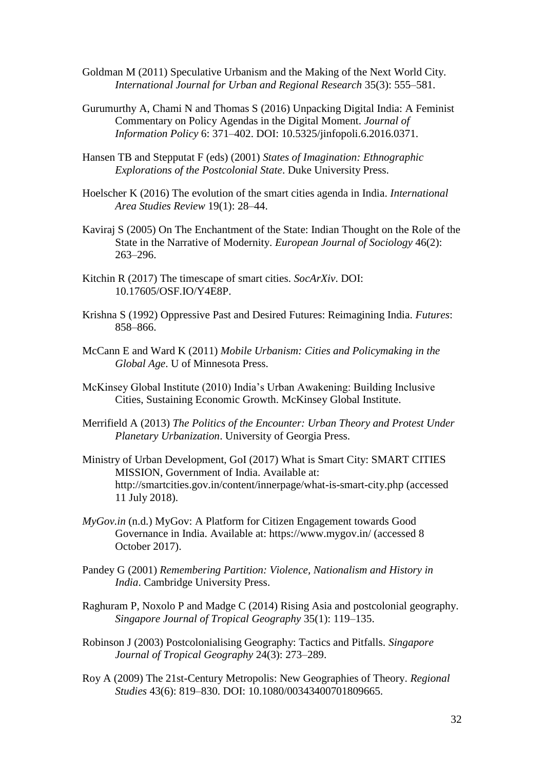Goldman M (2011) Speculative Urbanism and the Making of the Next World City. *International Journal for Urban and Regional Research* 35(3): 555–581.

Gurumurthy A, Chami N and Thomas S (2016) Unpacking Digital India: A Feminist Commentary on Policy Agendas in the Digital Moment. *Journal of Information Policy* 6: 371–402. DOI: 10.5325/jinfopoli.6.2016.0371.

Hansen TB and Stepputat F (eds) (2001) *States of Imagination: Ethnographic Explorations of the Postcolonial State*. Duke University Press.

Hoelscher K (2016) The evolution of the smart cities agenda in India. *International Area Studies Review* 19(1): 28–44.

Kaviraj S (2005) On The Enchantment of the State: Indian Thought on the Role of the State in the Narrative of Modernity. *European Journal of Sociology* 46(2): 263–296.

Kitchin R (2017) The timescape of smart cities. *SocArXiv*. DOI: 10.17605/OSF.IO/Y4E8P.

Krishna S (1992) Oppressive Past and Desired Futures: Reimagining India. *Futures*: 858–866.

McCann E and Ward K (2011) *Mobile Urbanism: Cities and Policymaking in the Global Age*. U of Minnesota Press.

McKinsey Global Institute (2010) India's Urban Awakening: Building Inclusive Cities, Sustaining Economic Growth. McKinsey Global Institute.

Merrifield A (2013) *The Politics of the Encounter: Urban Theory and Protest Under Planetary Urbanization*. University of Georgia Press.

Ministry of Urban Development, GoI (2017) What is Smart City: SMART CITIES MISSION, Government of India. Available at: http://smartcities.gov.in/content/innerpage/what-is-smart-city.php (accessed 11 July 2018).

*MyGov.in* (n.d.) MyGov: A Platform for Citizen Engagement towards Good Governance in India. Available at: https://www.mygov.in/ (accessed 8 October 2017).

Pandey G (2001) *Remembering Partition: Violence, Nationalism and History in India*. Cambridge University Press.

Raghuram P, Noxolo P and Madge C (2014) Rising Asia and postcolonial geography. *Singapore Journal of Tropical Geography* 35(1): 119–135.

Robinson J (2003) Postcolonialising Geography: Tactics and Pitfalls. *Singapore Journal of Tropical Geography* 24(3): 273–289.

Roy A (2009) The 21st-Century Metropolis: New Geographies of Theory. *Regional Studies* 43(6): 819–830. DOI: 10.1080/00343400701809665.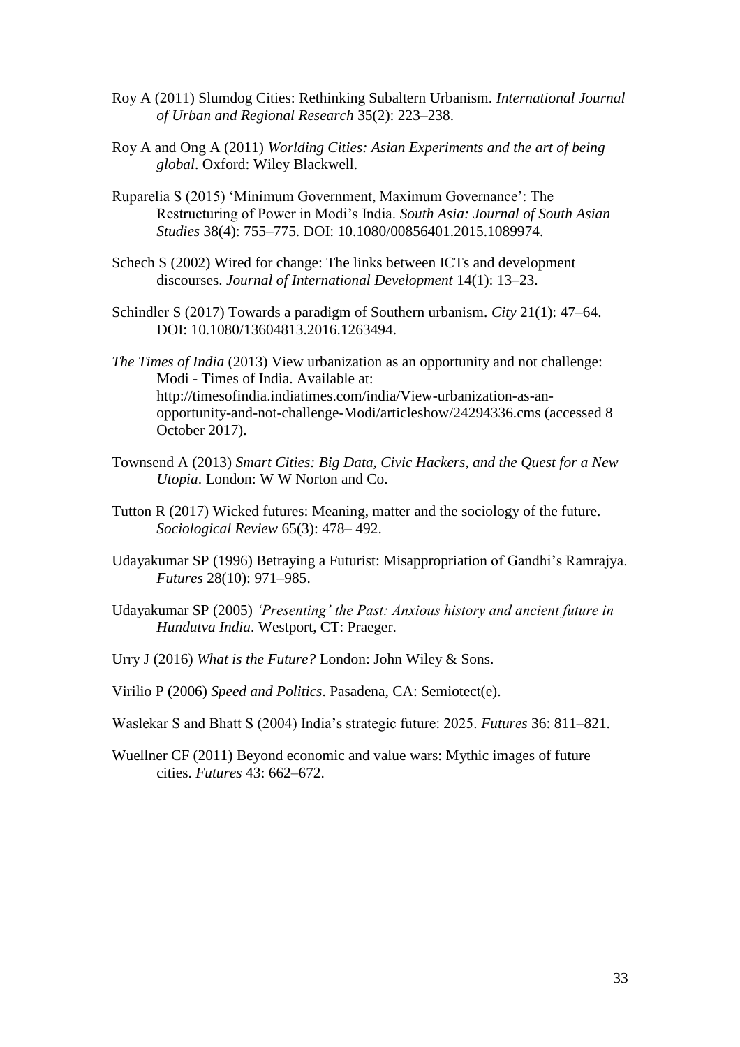Roy A (2011) Slumdog Cities: Rethinking Subaltern Urbanism. *International Journal of Urban and Regional Research* 35(2): 223–238.

Roy A and Ong A (2011) *Worlding Cities: Asian Experiments and the art of being global*. Oxford: Wiley Blackwell.

Ruparelia S (2015) 'Minimum Government, Maximum Governance': The Restructuring of Power in Modi's India. *South Asia: Journal of South Asian Studies* 38(4): 755–775. DOI: 10.1080/00856401.2015.1089974.

Schech S (2002) Wired for change: The links between ICTs and development discourses. *Journal of International Development* 14(1): 13–23.

Schindler S (2017) Towards a paradigm of Southern urbanism. *City* 21(1): 47–64. DOI: 10.1080/13604813.2016.1263494.

*The Times of India* (2013) View urbanization as an opportunity and not challenge: Modi - Times of India. Available at: http://timesofindia.indiatimes.com/india/View-urbanization-as-an-opportunity-and-not-challenge-Modi/articleshow/24294336.cms (accessed 8 October 2017).

Townsend A (2013) *Smart Cities: Big Data, Civic Hackers, and the Quest for a New Utopia*. London: W W Norton and Co.

Tutton R (2017) Wicked futures: Meaning, matter and the sociology of the future. *Sociological Review* 65(3): 478– 492.

Udayakumar SP (1996) Betraying a Futurist: Misappropriation of Gandhi's Ramrajya. *Futures* 28(10): 971–985.

Udayakumar SP (2005) *'Presenting' the Past: Anxious history and ancient future in Hundutva India*. Westport, CT: Praeger.

Urry J (2016) *What is the Future?* London: John Wiley & Sons.

Virilio P (2006) *Speed and Politics*. Pasadena, CA: Semiotect(e).

Waslekar S and Bhatt S (2004) India's strategic future: 2025. *Futures* 36: 811–821.

Wuellner CF (2011) Beyond economic and value wars: Mythic images of future cities. *Futures* 43: 662–672.